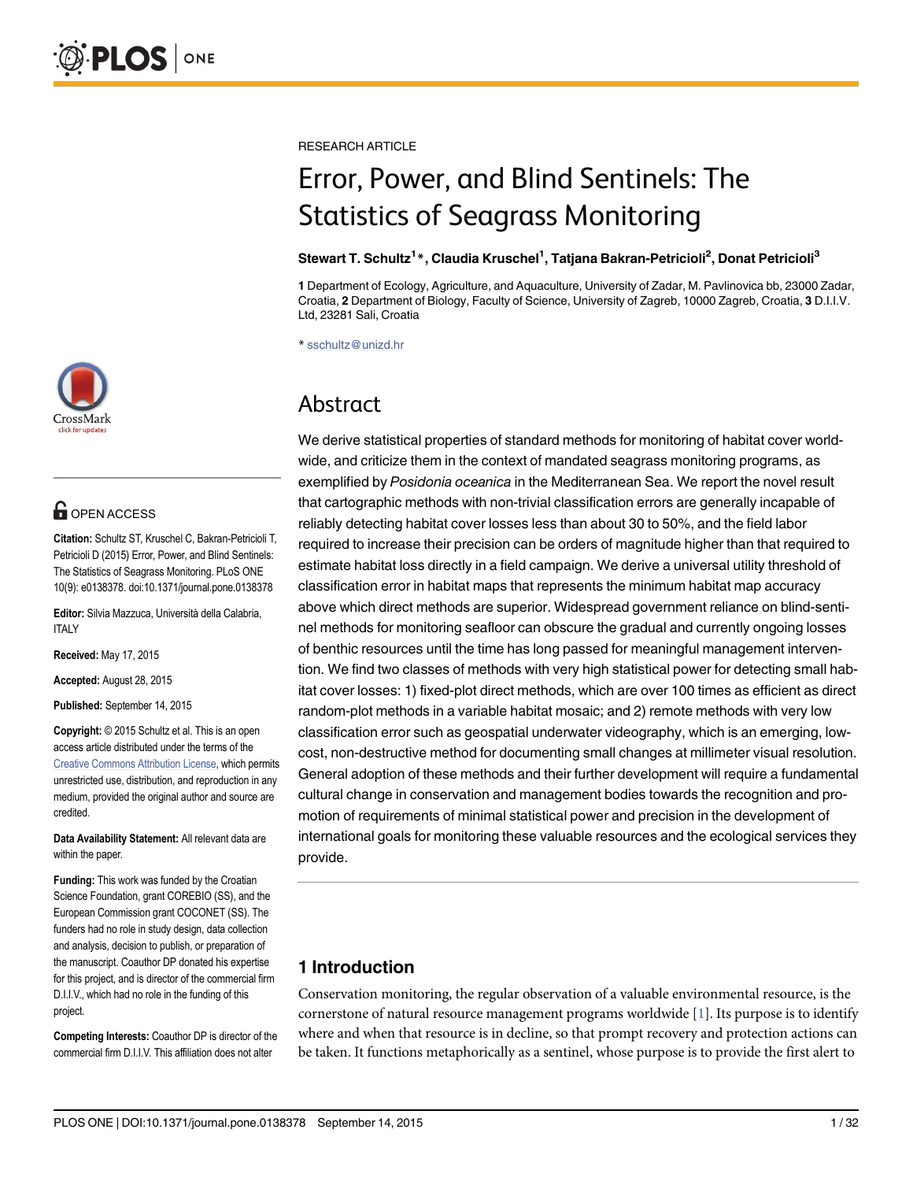RESEARCH ARTICLE

# Error, Power, and Blind Sentinels: The Statistics of Seagrass Monitoring

**Stewart T. Schultz[1]*, Claudia Kruschel[1], Tatjana Bakran-Petricioli[2], Donat Petricioli[3]**

**1** Department of Ecology, Agriculture, and Aquaculture, University of Zadar, M. Pavlinovica bb, 23000 Zadar, Croatia, **2** Department of Biology, Faculty of Science, University of Zagreb, 10000 Zagreb, Croatia, **3** D.I.I.V. Ltd, 23281 Sali, Croatia

* sschultz@unizd.hr

OPEN ACCESS

**Citation:** Schultz ST, Kruschel C, Bakran-Petricioli T, Petricioli D (2015) Error, Power, and Blind Sentinels: The Statistics of Seagrass Monitoring. PLoS ONE 10(9): e0138378. doi:10.1371/journal.pone.0138378

**Editor:** Silvia Mazzuca, Università della Calabria, ITALY

**Received:** May 17, 2015

**Accepted:** August 28, 2015

**Published:** September 14, 2015

**Copyright:** © 2015 Schultz et al. This is an open access article distributed under the terms of the Creative Commons Attribution License, which permits unrestricted use, distribution, and reproduction in any medium, provided the original author and source are credited.

**Data Availability Statement:** All relevant data are within the paper.

**Funding:** This work was funded by the Croatian Science Foundation, grant COREBIO (SS), and the European Commission grant COCONET (SS). The funders had no role in study design, data collection and analysis, decision to publish, or preparation of the manuscript. Coauthor DP donated his expertise for this project, and is director of the commercial firm D.I.I.V., which had no role in the funding of this project.

**Competing Interests:** Coauthor DP is director of the commercial firm D.I.I.V. This affiliation does not alter

## Abstract

We derive statistical properties of standard methods for monitoring of habitat cover worldwide, and criticize them in the context of mandated seagrass monitoring programs, as exemplified by *Posidonia oceanica* in the Mediterranean Sea. We report the novel result that cartographic methods with non-trivial classification errors are generally incapable of reliably detecting habitat cover losses less than about 30 to 50%, and the field labor required to increase their precision can be orders of magnitude higher than that required to estimate habitat loss directly in a field campaign. We derive a universal utility threshold of classification error in habitat maps that represents the minimum habitat map accuracy above which direct methods are superior. Widespread government reliance on blind-sentinel methods for monitoring seafloor can obscure the gradual and currently ongoing losses of benthic resources until the time has long passed for meaningful management intervention. We find two classes of methods with very high statistical power for detecting small habitat cover losses: 1) fixed-plot direct methods, which are over 100 times as efficient as direct random-plot methods in a variable habitat mosaic; and 2) remote methods with very low classification error such as geospatial underwater videography, which is an emerging, low-cost, non-destructive method for documenting small changes at millimeter visual resolution. General adoption of these methods and their further development will require a fundamental cultural change in conservation and management bodies towards the recognition and promotion of requirements of minimal statistical power and precision in the development of international goals for monitoring these valuable resources and the ecological services they provide.

## 1 Introduction

Conservation monitoring, the regular observation of a valuable environmental resource, is the cornerstone of natural resource management programs worldwide [1]. Its purpose is to identify where and when that resource is in decline, so that prompt recovery and protection actions can be taken. It functions metaphorically as a sentinel, whose purpose is to provide the first alert to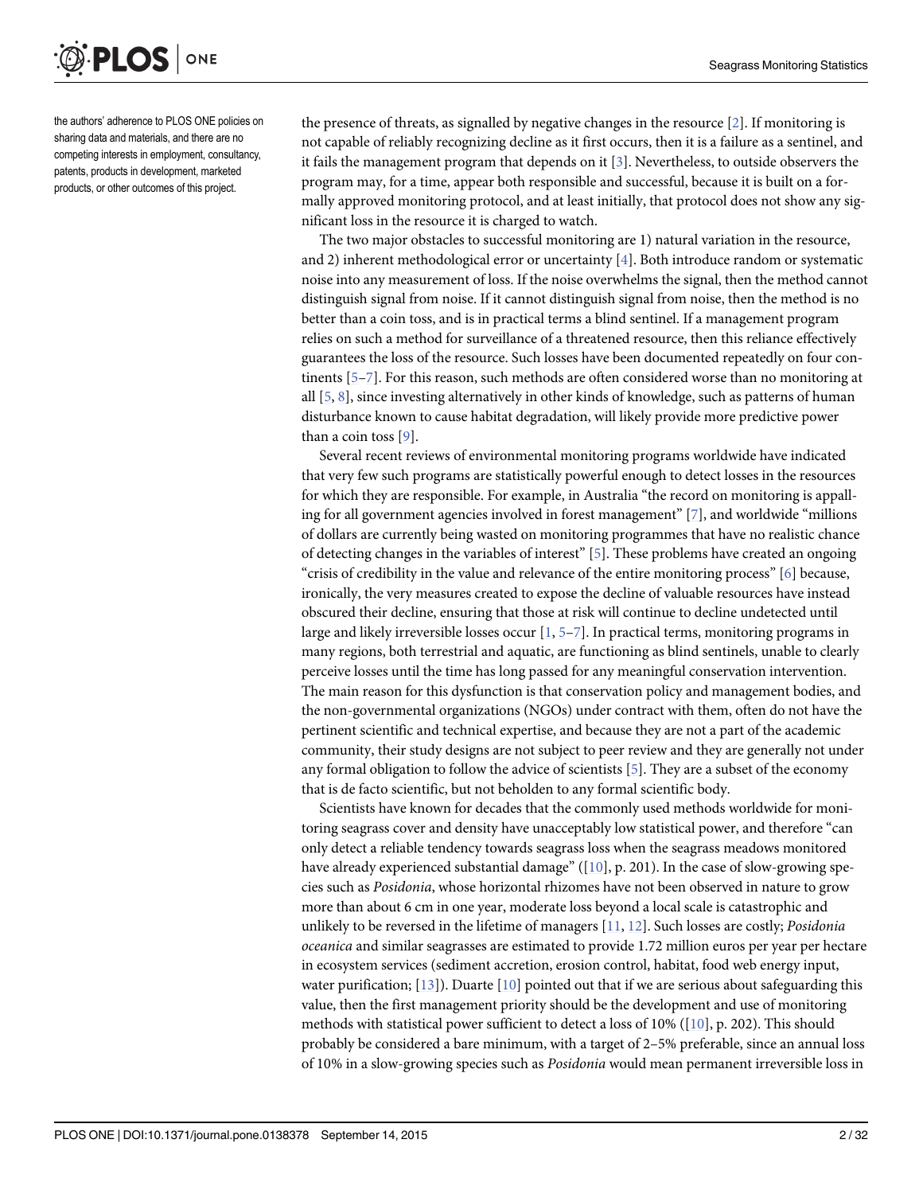the authors' adherence to PLOS ONE policies on sharing data and materials, and there are no competing interests in employment, consultancy, patents, products in development, marketed products, or other outcomes of this project.

the presence of threats, as signalled by negative changes in the resource [2]. If monitoring is not capable of reliably recognizing decline as it first occurs, then it is a failure as a sentinel, and it fails the management program that depends on it [3]. Nevertheless, to outside observers the program may, for a time, appear both responsible and successful, because it is built on a formally approved monitoring protocol, and at least initially, that protocol does not show any significant loss in the resource it is charged to watch.

The two major obstacles to successful monitoring are 1) natural variation in the resource, and 2) inherent methodological error or uncertainty [4]. Both introduce random or systematic noise into any measurement of loss. If the noise overwhelms the signal, then the method cannot distinguish signal from noise. If it cannot distinguish signal from noise, then the method is no better than a coin toss, and is in practical terms a blind sentinel. If a management program relies on such a method for surveillance of a threatened resource, then this reliance effectively guarantees the loss of the resource. Such losses have been documented repeatedly on four continents [5–7]. For this reason, such methods are often considered worse than no monitoring at all [5, 8], since investing alternatively in other kinds of knowledge, such as patterns of human disturbance known to cause habitat degradation, will likely provide more predictive power than a coin toss [9].

Several recent reviews of environmental monitoring programs worldwide have indicated that very few such programs are statistically powerful enough to detect losses in the resources for which they are responsible. For example, in Australia "the record on monitoring is appalling for all government agencies involved in forest management" [7], and worldwide "millions of dollars are currently being wasted on monitoring programmes that have no realistic chance of detecting changes in the variables of interest" [5]. These problems have created an ongoing "crisis of credibility in the value and relevance of the entire monitoring process" [6] because, ironically, the very measures created to expose the decline of valuable resources have instead obscured their decline, ensuring that those at risk will continue to decline undetected until large and likely irreversible losses occur [1, 5–7]. In practical terms, monitoring programs in many regions, both terrestrial and aquatic, are functioning as blind sentinels, unable to clearly perceive losses until the time has long passed for any meaningful conservation intervention. The main reason for this dysfunction is that conservation policy and management bodies, and the non-governmental organizations (NGOs) under contract with them, often do not have the pertinent scientific and technical expertise, and because they are not a part of the academic community, their study designs are not subject to peer review and they are generally not under any formal obligation to follow the advice of scientists [5]. They are a subset of the economy that is de facto scientific, but not beholden to any formal scientific body.

Scientists have known for decades that the commonly used methods worldwide for monitoring seagrass cover and density have unacceptably low statistical power, and therefore "can only detect a reliable tendency towards seagrass loss when the seagrass meadows monitored have already experienced substantial damage" ([10], p. 201). In the case of slow-growing species such as *Posidonia*, whose horizontal rhizomes have not been observed in nature to grow more than about 6 cm in one year, moderate loss beyond a local scale is catastrophic and unlikely to be reversed in the lifetime of managers [11, 12]. Such losses are costly; *Posidonia oceanica* and similar seagrasses are estimated to provide 1.72 million euros per year per hectare in ecosystem services (sediment accretion, erosion control, habitat, food web energy input, water purification; [13]). Duarte [10] pointed out that if we are serious about safeguarding this value, then the first management priority should be the development and use of monitoring methods with statistical power sufficient to detect a loss of 10% ([10], p. 202). This should probably be considered a bare minimum, with a target of 2–5% preferable, since an annual loss of 10% in a slow-growing species such as *Posidonia* would mean permanent irreversible loss in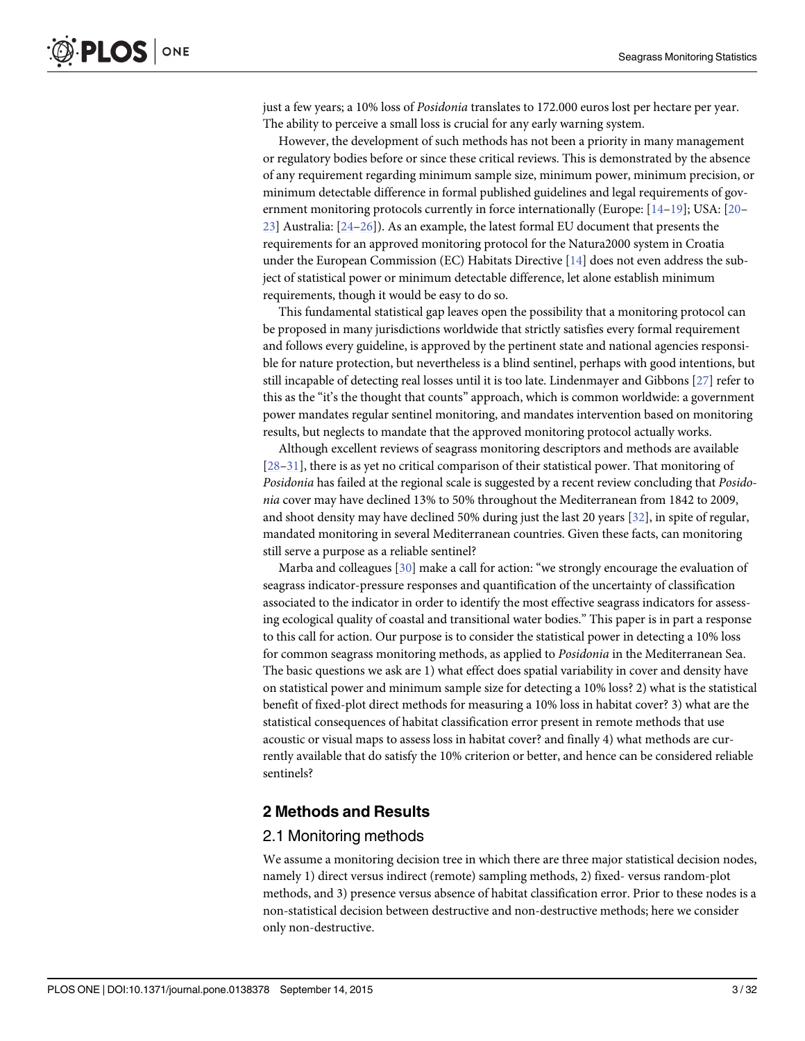just a few years; a 10% loss of *Posidonia* translates to 172.000 euros lost per hectare per year. The ability to perceive a small loss is crucial for any early warning system.

However, the development of such methods has not been a priority in many management or regulatory bodies before or since these critical reviews. This is demonstrated by the absence of any requirement regarding minimum sample size, minimum power, minimum precision, or minimum detectable difference in formal published guidelines and legal requirements of government monitoring protocols currently in force internationally (Europe: [14–19]; USA: [20–23] Australia: [24–26]). As an example, the latest formal EU document that presents the requirements for an approved monitoring protocol for the Natura2000 system in Croatia under the European Commission (EC) Habitats Directive [14] does not even address the subject of statistical power or minimum detectable difference, let alone establish minimum requirements, though it would be easy to do so.

This fundamental statistical gap leaves open the possibility that a monitoring protocol can be proposed in many jurisdictions worldwide that strictly satisfies every formal requirement and follows every guideline, is approved by the pertinent state and national agencies responsible for nature protection, but nevertheless is a blind sentinel, perhaps with good intentions, but still incapable of detecting real losses until it is too late. Lindenmayer and Gibbons [27] refer to this as the "it's the thought that counts" approach, which is common worldwide: a government power mandates regular sentinel monitoring, and mandates intervention based on monitoring results, but neglects to mandate that the approved monitoring protocol actually works.

Although excellent reviews of seagrass monitoring descriptors and methods are available [28–31], there is as yet no critical comparison of their statistical power. That monitoring of *Posidonia* has failed at the regional scale is suggested by a recent review concluding that *Posidonia* cover may have declined 13% to 50% throughout the Mediterranean from 1842 to 2009, and shoot density may have declined 50% during just the last 20 years [32], in spite of regular, mandated monitoring in several Mediterranean countries. Given these facts, can monitoring still serve a purpose as a reliable sentinel?

Marba and colleagues [30] make a call for action: "we strongly encourage the evaluation of seagrass indicator-pressure responses and quantification of the uncertainty of classification associated to the indicator in order to identify the most effective seagrass indicators for assessing ecological quality of coastal and transitional water bodies." This paper is in part a response to this call for action. Our purpose is to consider the statistical power in detecting a 10% loss for common seagrass monitoring methods, as applied to *Posidonia* in the Mediterranean Sea. The basic questions we ask are 1) what effect does spatial variability in cover and density have on statistical power and minimum sample size for detecting a 10% loss? 2) what is the statistical benefit of fixed-plot direct methods for measuring a 10% loss in habitat cover? 3) what are the statistical consequences of habitat classification error present in remote methods that use acoustic or visual maps to assess loss in habitat cover? and finally 4) what methods are currently available that do satisfy the 10% criterion or better, and hence can be considered reliable sentinels?

## 2 Methods and Results

### 2.1 Monitoring methods

We assume a monitoring decision tree in which there are three major statistical decision nodes, namely 1) direct versus indirect (remote) sampling methods, 2) fixed- versus random-plot methods, and 3) presence versus absence of habitat classification error. Prior to these nodes is a non-statistical decision between destructive and non-destructive methods; here we consider only non-destructive.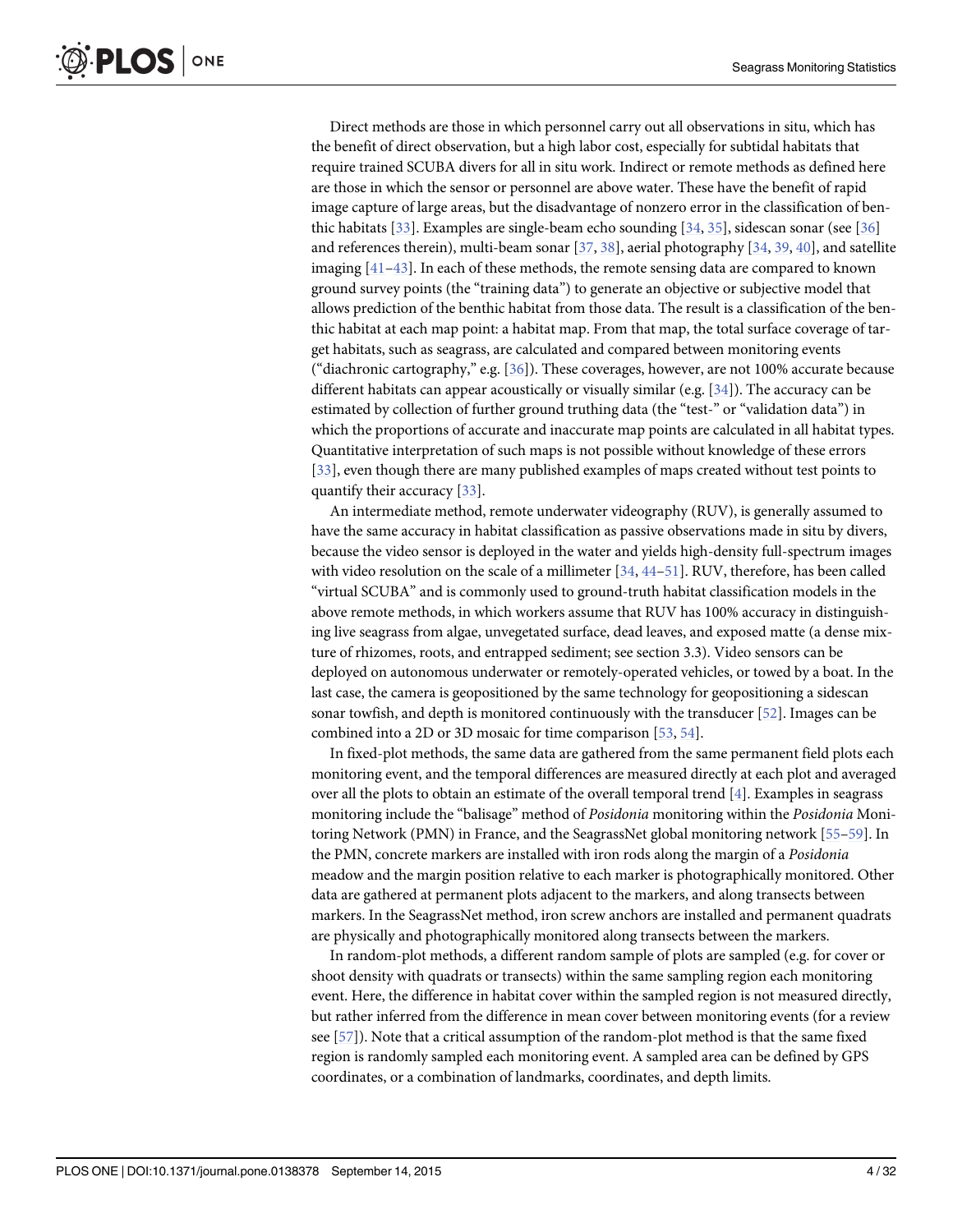Direct methods are those in which personnel carry out all observations in situ, which has the benefit of direct observation, but a high labor cost, especially for subtidal habitats that require trained SCUBA divers for all in situ work. Indirect or remote methods as defined here are those in which the sensor or personnel are above water. These have the benefit of rapid image capture of large areas, but the disadvantage of nonzero error in the classification of benthic habitats [33]. Examples are single-beam echo sounding [34, 35], sidescan sonar (see [36] and references therein), multi-beam sonar [37, 38], aerial photography [34, 39, 40], and satellite imaging [41–43]. In each of these methods, the remote sensing data are compared to known ground survey points (the "training data") to generate an objective or subjective model that allows prediction of the benthic habitat from those data. The result is a classification of the benthic habitat at each map point: a habitat map. From that map, the total surface coverage of target habitats, such as seagrass, are calculated and compared between monitoring events ("diachronic cartography," e.g. [36]). These coverages, however, are not 100% accurate because different habitats can appear acoustically or visually similar (e.g. [34]). The accuracy can be estimated by collection of further ground truthing data (the "test-" or "validation data") in which the proportions of accurate and inaccurate map points are calculated in all habitat types. Quantitative interpretation of such maps is not possible without knowledge of these errors [33], even though there are many published examples of maps created without test points to quantify their accuracy [33].

An intermediate method, remote underwater videography (RUV), is generally assumed to have the same accuracy in habitat classification as passive observations made in situ by divers, because the video sensor is deployed in the water and yields high-density full-spectrum images with video resolution on the scale of a millimeter [34, 44–51]. RUV, therefore, has been called "virtual SCUBA" and is commonly used to ground-truth habitat classification models in the above remote methods, in which workers assume that RUV has 100% accuracy in distinguishing live seagrass from algae, unvegetated surface, dead leaves, and exposed matte (a dense mixture of rhizomes, roots, and entrapped sediment; see section 3.3). Video sensors can be deployed on autonomous underwater or remotely-operated vehicles, or towed by a boat. In the last case, the camera is geopositioned by the same technology for geopositioning a sidescan sonar towfish, and depth is monitored continuously with the transducer [52]. Images can be combined into a 2D or 3D mosaic for time comparison [53, 54].

In fixed-plot methods, the same data are gathered from the same permanent field plots each monitoring event, and the temporal differences are measured directly at each plot and averaged over all the plots to obtain an estimate of the overall temporal trend [4]. Examples in seagrass monitoring include the "balisage" method of *Posidonia* monitoring within the *Posidonia* Monitoring Network (PMN) in France, and the SeagrassNet global monitoring network [55–59]. In the PMN, concrete markers are installed with iron rods along the margin of a *Posidonia* meadow and the margin position relative to each marker is photographically monitored. Other data are gathered at permanent plots adjacent to the markers, and along transects between markers. In the SeagrassNet method, iron screw anchors are installed and permanent quadrats are physically and photographically monitored along transects between the markers.

In random-plot methods, a different random sample of plots are sampled (e.g. for cover or shoot density with quadrats or transects) within the same sampling region each monitoring event. Here, the difference in habitat cover within the sampled region is not measured directly, but rather inferred from the difference in mean cover between monitoring events (for a review see [57]). Note that a critical assumption of the random-plot method is that the same fixed region is randomly sampled each monitoring event. A sampled area can be defined by GPS coordinates, or a combination of landmarks, coordinates, and depth limits.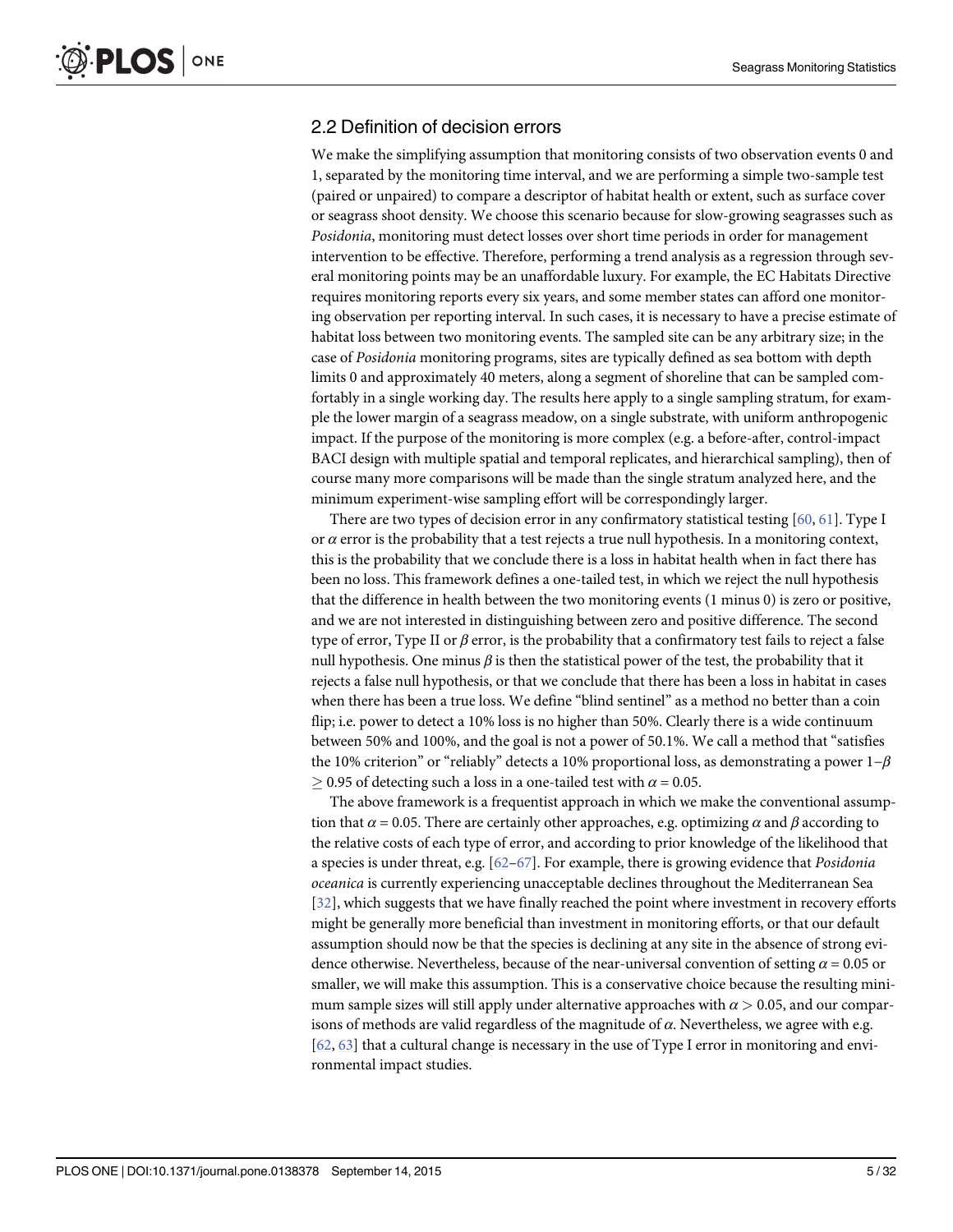## 2.2 Definition of decision errors

We make the simplifying assumption that monitoring consists of two observation events 0 and 1, separated by the monitoring time interval, and we are performing a simple two-sample test (paired or unpaired) to compare a descriptor of habitat health or extent, such as surface cover or seagrass shoot density. We choose this scenario because for slow-growing seagrasses such as *Posidonia*, monitoring must detect losses over short time periods in order for management intervention to be effective. Therefore, performing a trend analysis as a regression through several monitoring points may be an unaffordable luxury. For example, the EC Habitats Directive requires monitoring reports every six years, and some member states can afford one monitoring observation per reporting interval. In such cases, it is necessary to have a precise estimate of habitat loss between two monitoring events. The sampled site can be any arbitrary size; in the case of *Posidonia* monitoring programs, sites are typically defined as sea bottom with depth limits 0 and approximately 40 meters, along a segment of shoreline that can be sampled comfortably in a single working day. The results here apply to a single sampling stratum, for example the lower margin of a seagrass meadow, on a single substrate, with uniform anthropogenic impact. If the purpose of the monitoring is more complex (e.g. a before-after, control-impact BACI design with multiple spatial and temporal replicates, and hierarchical sampling), then of course many more comparisons will be made than the single stratum analyzed here, and the minimum experiment-wise sampling effort will be correspondingly larger.

There are two types of decision error in any confirmatory statistical testing [60, 61]. Type I or $\alpha$ error is the probability that a test rejects a true null hypothesis. In a monitoring context, this is the probability that we conclude there is a loss in habitat health when in fact there has been no loss. This framework defines a one-tailed test, in which we reject the null hypothesis that the difference in health between the two monitoring events (1 minus 0) is zero or positive, and we are not interested in distinguishing between zero and positive difference. The second type of error, Type II or $\beta$ error, is the probability that a confirmatory test fails to reject a false null hypothesis. One minus $\beta$ is then the statistical power of the test, the probability that it rejects a false null hypothesis, or that we conclude that there has been a loss in habitat in cases when there has been a true loss. We define "blind sentinel" as a method no better than a coin flip; i.e. power to detect a 10% loss is no higher than 50%. Clearly there is a wide continuum between 50% and 100%, and the goal is not a power of 50.1%. We call a method that "satisfies the 10% criterion" or "reliably" detects a 10% proportional loss, as demonstrating a power $1-\beta \geq 0.95$ of detecting such a loss in a one-tailed test with $\alpha = 0.05$.

The above framework is a frequentist approach in which we make the conventional assumption that $\alpha = 0.05$. There are certainly other approaches, e.g. optimizing $\alpha$ and $\beta$ according to the relative costs of each type of error, and according to prior knowledge of the likelihood that a species is under threat, e.g. [62–67]. For example, there is growing evidence that *Posidonia oceanica* is currently experiencing unacceptable declines throughout the Mediterranean Sea [32], which suggests that we have finally reached the point where investment in recovery efforts might be generally more beneficial than investment in monitoring efforts, or that our default assumption should now be that the species is declining at any site in the absence of strong evidence otherwise. Nevertheless, because of the near-universal convention of setting $\alpha = 0.05$ or smaller, we will make this assumption. This is a conservative choice because the resulting minimum sample sizes will still apply under alternative approaches with $\alpha > 0.05$, and our comparisons of methods are valid regardless of the magnitude of $\alpha$. Nevertheless, we agree with e.g. [62, 63] that a cultural change is necessary in the use of Type I error in monitoring and environmental impact studies.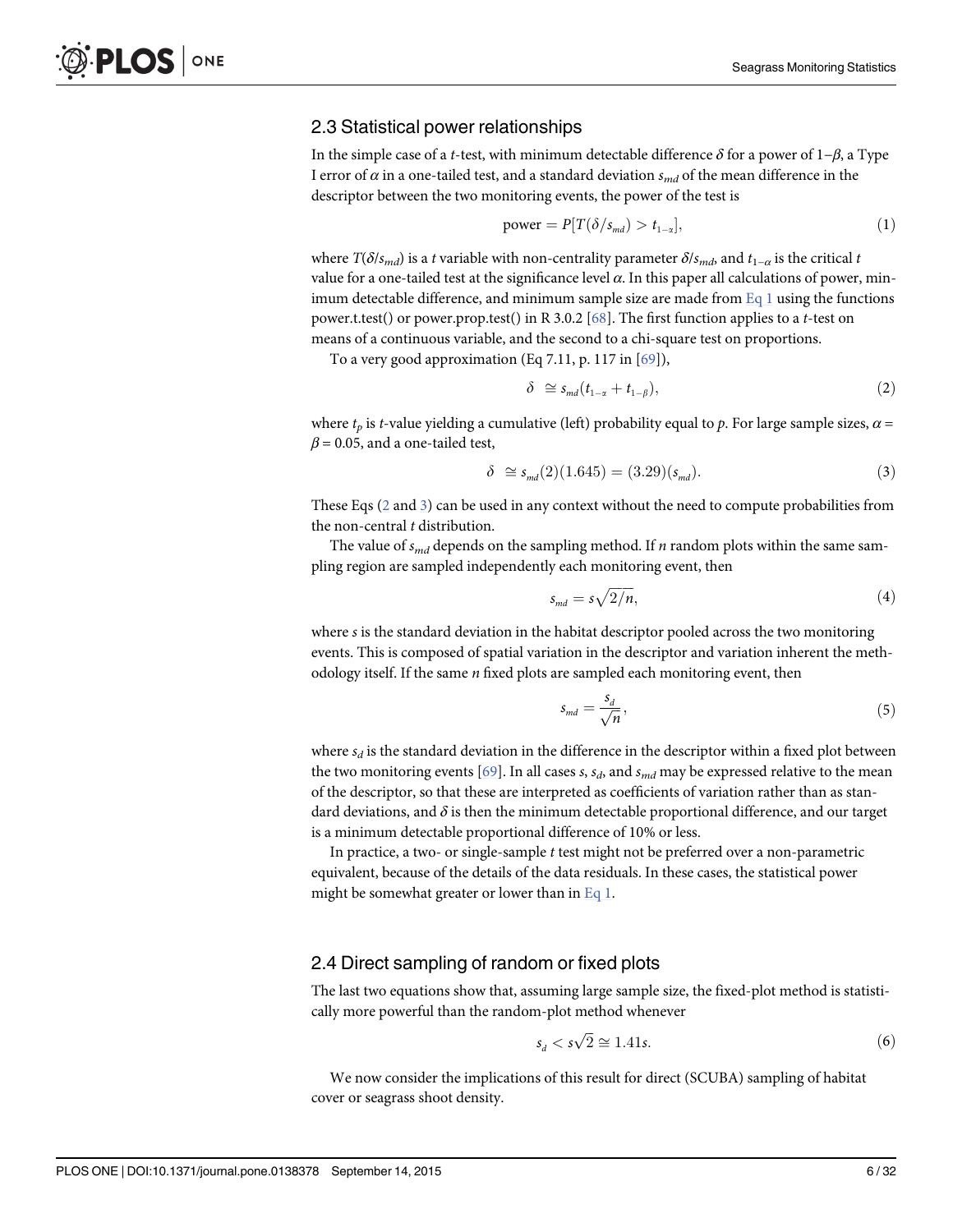### 2.3 Statistical power relationships

In the simple case of a $t$-test, with minimum detectable difference $\delta$ for a power of $1-\beta$, a Type I error of $\alpha$ in a one-tailed test, and a standard deviation $s_{md}$ of the mean difference in the descriptor between the two monitoring events, the power of the test is

$$\text{power} = P[T(\delta/s_{md}) > t_{1-\alpha}], \tag{1}$$

where $T(\delta/s_{md})$ is a $t$ variable with non-centrality parameter $\delta/s_{md}$, and $t_{1-\alpha}$ is the critical $t$ value for a one-tailed test at the significance level $\alpha$. In this paper all calculations of power, minimum detectable difference, and minimum sample size are made from Eq 1 using the functions power.t.test() or power.prop.test() in R 3.0.2 [68]. The first function applies to a $t$-test on means of a continuous variable, and the second to a chi-square test on proportions.

To a very good approximation (Eq 7.11, p. 117 in [69]),

$$\delta \cong s_{md}(t_{1-\alpha} + t_{1-\beta}), \tag{2}$$

where $t_p$ is $t$-value yielding a cumulative (left) probability equal to $p$. For large sample sizes, $\alpha = \beta = 0.05$, and a one-tailed test,

$$\delta \cong s_{md}(2)(1.645) = (3.29)(s_{md}). \tag{3}$$

These Eqs (2 and 3) can be used in any context without the need to compute probabilities from the non-central $t$ distribution.

The value of $s_{md}$ depends on the sampling method. If $n$ random plots within the same sampling region are sampled independently each monitoring event, then

$$s_{md} = s\sqrt{2/n}, \tag{4}$$

where $s$ is the standard deviation in the habitat descriptor pooled across the two monitoring events. This is composed of spatial variation in the descriptor and variation inherent the methodology itself. If the same $n$ fixed plots are sampled each monitoring event, then

$$s_{md} = \frac{s_d}{\sqrt{n}}, \tag{5}$$

where $s_d$ is the standard deviation in the difference in the descriptor within a fixed plot between the two monitoring events [69]. In all cases $s$, $s_d$, and $s_{md}$ may be expressed relative to the mean of the descriptor, so that these are interpreted as coefficients of variation rather than as standard deviations, and $\delta$ is then the minimum detectable proportional difference, and our target is a minimum detectable proportional difference of 10% or less.

In practice, a two- or single-sample $t$ test might not be preferred over a non-parametric equivalent, because of the details of the data residuals. In these cases, the statistical power might be somewhat greater or lower than in Eq 1.

### 2.4 Direct sampling of random or fixed plots

The last two equations show that, assuming large sample size, the fixed-plot method is statistically more powerful than the random-plot method whenever

$$s_d < s\sqrt{2} \cong 1.41s. \tag{6}$$

We now consider the implications of this result for direct (SCUBA) sampling of habitat cover or seagrass shoot density.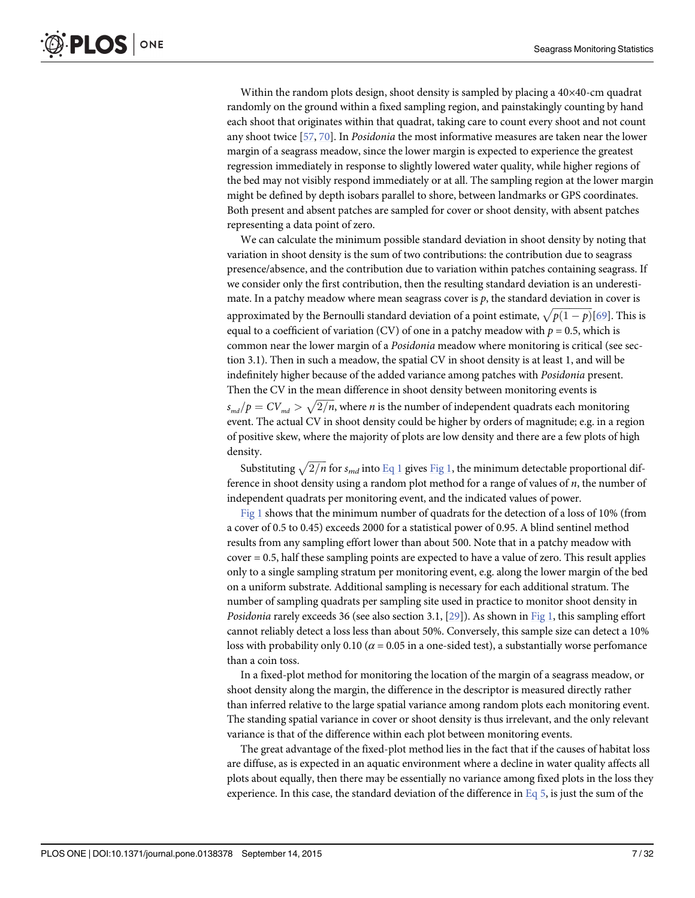Within the random plots design, shoot density is sampled by placing a 40×40-cm quadrat randomly on the ground within a fixed sampling region, and painstakingly counting by hand each shoot that originates within that quadrat, taking care to count every shoot and not count any shoot twice [57, 70]. In *Posidonia* the most informative measures are taken near the lower margin of a seagrass meadow, since the lower margin is expected to experience the greatest regression immediately in response to slightly lowered water quality, while higher regions of the bed may not visibly respond immediately or at all. The sampling region at the lower margin might be defined by depth isobars parallel to shore, between landmarks or GPS coordinates. Both present and absent patches are sampled for cover or shoot density, with absent patches representing a data point of zero.

We can calculate the minimum possible standard deviation in shoot density by noting that variation in shoot density is the sum of two contributions: the contribution due to seagrass presence/absence, and the contribution due to variation within patches containing seagrass. If we consider only the first contribution, then the resulting standard deviation is an underestimate. In a patchy meadow where mean seagrass cover is $p$, the standard deviation in cover is approximated by the Bernoulli standard deviation of a point estimate, $\sqrt{p(1-p)}$[69]. This is equal to a coefficient of variation (CV) of one in a patchy meadow with $p = 0.5$, which is common near the lower margin of a *Posidonia* meadow where monitoring is critical (see section 3.1). Then in such a meadow, the spatial CV in shoot density is at least 1, and will be indefinitely higher because of the added variance among patches with *Posidonia* present. Then the CV in the mean difference in shoot density between monitoring events is $s_{md}/p = CV_{md} > \sqrt{2/n}$, where $n$ is the number of independent quadrats each monitoring event. The actual CV in shoot density could be higher by orders of magnitude; e.g. in a region of positive skew, where the majority of plots are low density and there are a few plots of high density.

Substituting $\sqrt{2/n}$ for $s_{md}$ into Eq 1 gives Fig 1, the minimum detectable proportional difference in shoot density using a random plot method for a range of values of $n$, the number of independent quadrats per monitoring event, and the indicated values of power.

Fig 1 shows that the minimum number of quadrats for the detection of a loss of 10% (from a cover of 0.5 to 0.45) exceeds 2000 for a statistical power of 0.95. A blind sentinel method results from any sampling effort lower than about 500. Note that in a patchy meadow with cover = 0.5, half these sampling points are expected to have a value of zero. This result applies only to a single sampling stratum per monitoring event, e.g. along the lower margin of the bed on a uniform substrate. Additional sampling is necessary for each additional stratum. The number of sampling quadrats per sampling site used in practice to monitor shoot density in *Posidonia* rarely exceeds 36 (see also section 3.1, [29]). As shown in Fig 1, this sampling effort cannot reliably detect a loss less than about 50%. Conversely, this sample size can detect a 10% loss with probability only 0.10 ($\alpha = 0.05$ in a one-sided test), a substantially worse perfomance than a coin toss.

In a fixed-plot method for monitoring the location of the margin of a seagrass meadow, or shoot density along the margin, the difference in the descriptor is measured directly rather than inferred relative to the large spatial variance among random plots each monitoring event. The standing spatial variance in cover or shoot density is thus irrelevant, and the only relevant variance is that of the difference within each plot between monitoring events.

The great advantage of the fixed-plot method lies in the fact that if the causes of habitat loss are diffuse, as is expected in an aquatic environment where a decline in water quality affects all plots about equally, then there may be essentially no variance among fixed plots in the loss they experience. In this case, the standard deviation of the difference in Eq 5, is just the sum of the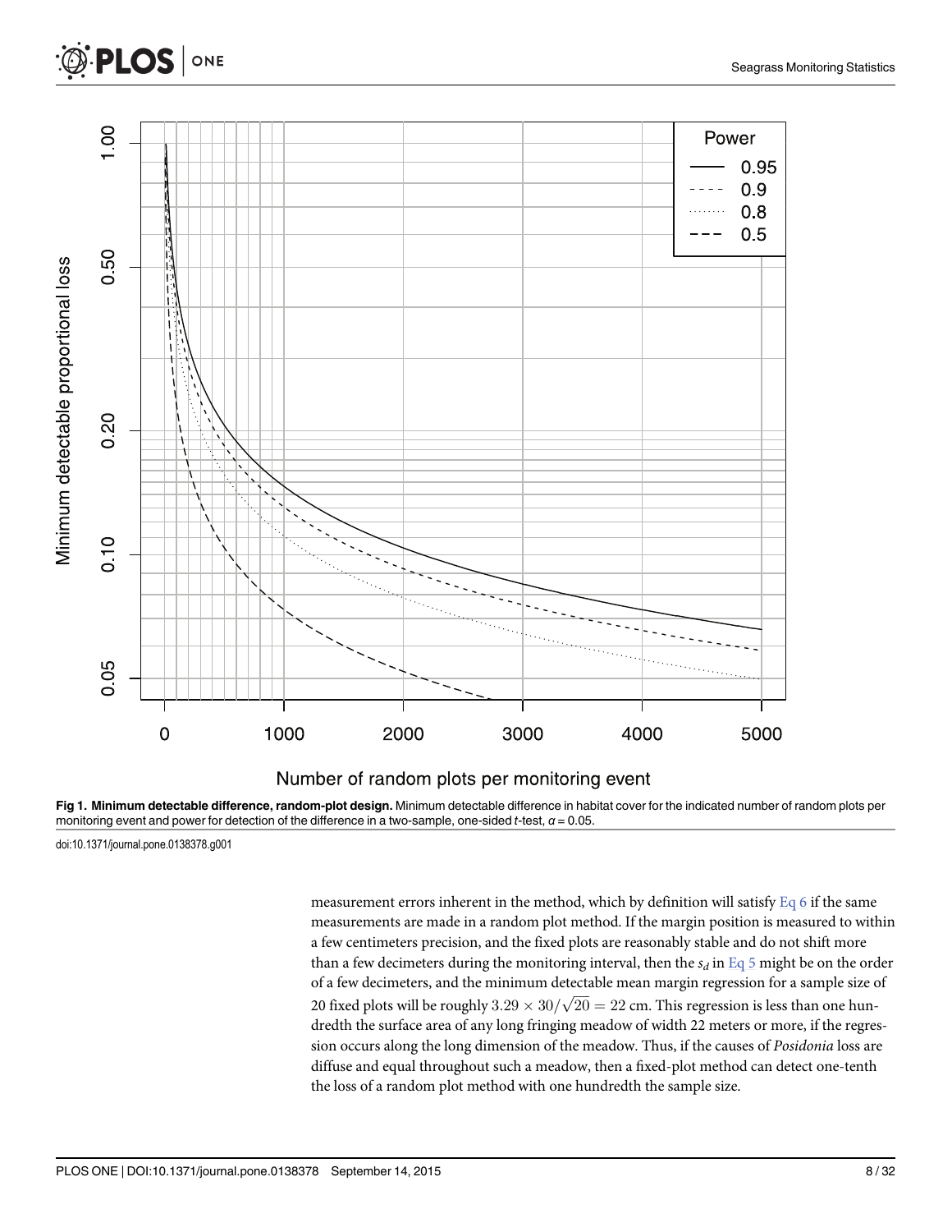**Fig 1. Minimum detectable difference, random-plot design.** Minimum detectable difference in habitat cover for the indicated number of random plots per monitoring event and power for detection of the difference in a two-sample, one-sided *t*-test, $\alpha = 0.05$.

doi:10.1371/journal.pone.0138378.g001

measurement errors inherent in the method, which by definition will satisfy Eq 6 if the same measurements are made in a random plot method. If the margin position is measured to within a few centimeters precision, and the fixed plots are reasonably stable and do not shift more than a few decimeters during the monitoring interval, then the $s_d$ in Eq 5 might be on the order of a few decimeters, and the minimum detectable mean margin regression for a sample size of 20 fixed plots will be roughly $3.29 \times 30/\sqrt{20} = 22$ cm. This regression is less than one hundredth the surface area of any long fringing meadow of width 22 meters or more, if the regression occurs along the long dimension of the meadow. Thus, if the causes of *Posidonia* loss are diffuse and equal throughout such a meadow, then a fixed-plot method can detect one-tenth the loss of a random plot method with one hundredth the sample size.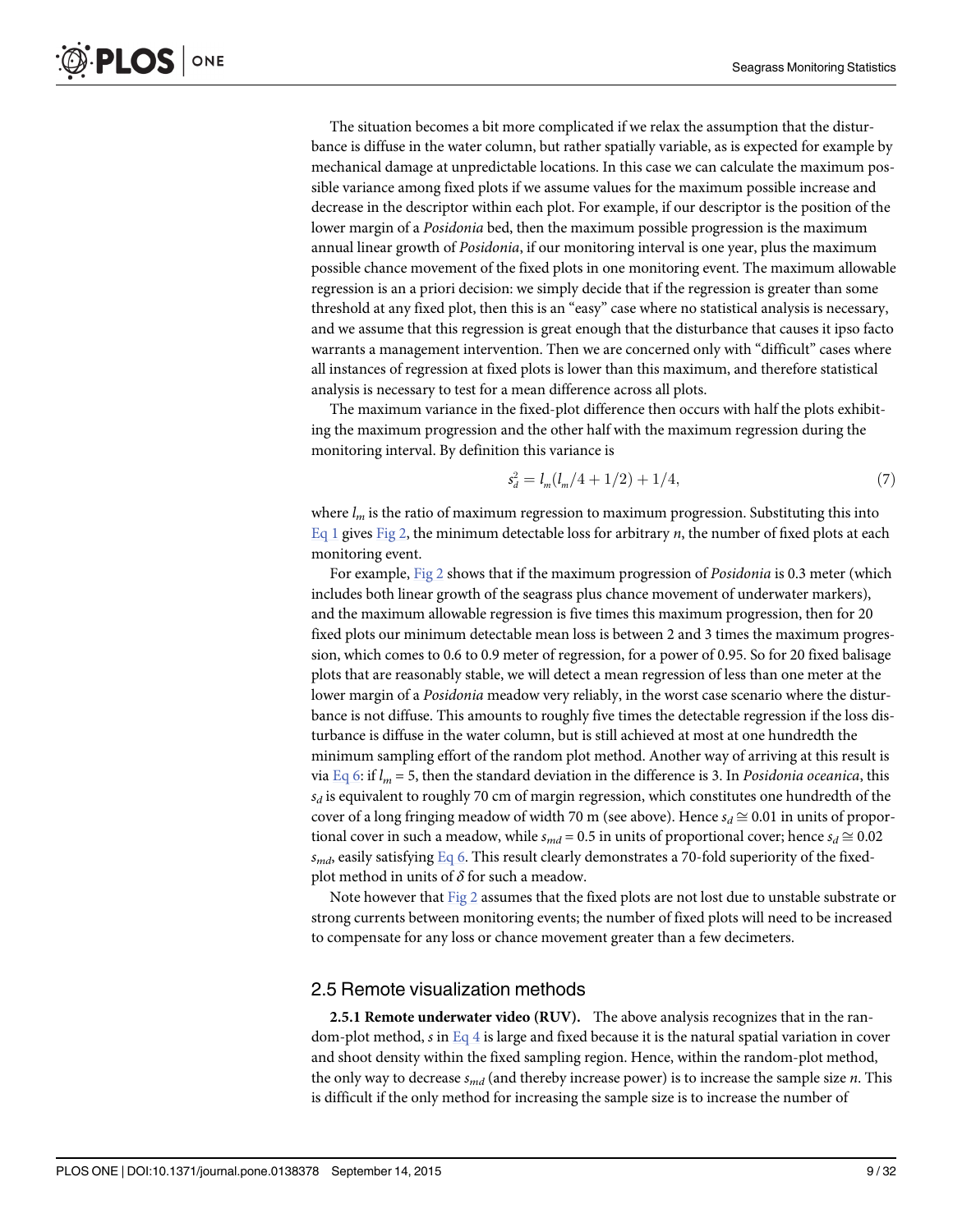The situation becomes a bit more complicated if we relax the assumption that the disturbance is diffuse in the water column, but rather spatially variable, as is expected for example by mechanical damage at unpredictable locations. In this case we can calculate the maximum possible variance among fixed plots if we assume values for the maximum possible increase and decrease in the descriptor within each plot. For example, if our descriptor is the position of the lower margin of a *Posidonia* bed, then the maximum possible progression is the maximum annual linear growth of *Posidonia*, if our monitoring interval is one year, plus the maximum possible chance movement of the fixed plots in one monitoring event. The maximum allowable regression is an a priori decision: we simply decide that if the regression is greater than some threshold at any fixed plot, then this is an "easy" case where no statistical analysis is necessary, and we assume that this regression is great enough that the disturbance that causes it ipso facto warrants a management intervention. Then we are concerned only with "difficult" cases where all instances of regression at fixed plots is lower than this maximum, and therefore statistical analysis is necessary to test for a mean difference across all plots.

The maximum variance in the fixed-plot difference then occurs with half the plots exhibiting the maximum progression and the other half with the maximum regression during the monitoring interval. By definition this variance is

$$s_d^2 = l_m(l_m/4 + 1/2) + 1/4, \tag{7}$$

where $l_m$ is the ratio of maximum regression to maximum progression. Substituting this into Eq 1 gives Fig 2, the minimum detectable loss for arbitrary $n$, the number of fixed plots at each monitoring event.

For example, Fig 2 shows that if the maximum progression of *Posidonia* is 0.3 meter (which includes both linear growth of the seagrass plus chance movement of underwater markers), and the maximum allowable regression is five times this maximum progression, then for 20 fixed plots our minimum detectable mean loss is between 2 and 3 times the maximum progression, which comes to 0.6 to 0.9 meter of regression, for a power of 0.95. So for 20 fixed balisage plots that are reasonably stable, we will detect a mean regression of less than one meter at the lower margin of a *Posidonia* meadow very reliably, in the worst case scenario where the disturbance is not diffuse. This amounts to roughly five times the detectable regression if the loss disturbance is diffuse in the water column, but is still achieved at most at one hundredth the minimum sampling effort of the random plot method. Another way of arriving at this result is via Eq 6: if $l_m = 5$, then the standard deviation in the difference is 3. In *Posidonia oceanica*, this $s_d$ is equivalent to roughly 70 cm of margin regression, which constitutes one hundredth of the cover of a long fringing meadow of width 70 m (see above). Hence $s_d \cong 0.01$ in units of proportional cover in such a meadow, while $s_{md} = 0.5$ in units of proportional cover; hence $s_d \cong 0.02$ $s_{md}$, easily satisfying Eq 6. This result clearly demonstrates a 70-fold superiority of the fixed-plot method in units of $\delta$ for such a meadow.

Note however that Fig 2 assumes that the fixed plots are not lost due to unstable substrate or strong currents between monitoring events; the number of fixed plots will need to be increased to compensate for any loss or chance movement greater than a few decimeters.

## 2.5 Remote visualization methods

**2.5.1 Remote underwater video (RUV).** The above analysis recognizes that in the random-plot method, $s$ in Eq 4 is large and fixed because it is the natural spatial variation in cover and shoot density within the fixed sampling region. Hence, within the random-plot method, the only way to decrease $s_{md}$ (and thereby increase power) is to increase the sample size $n$. This is difficult if the only method for increasing the sample size is to increase the number of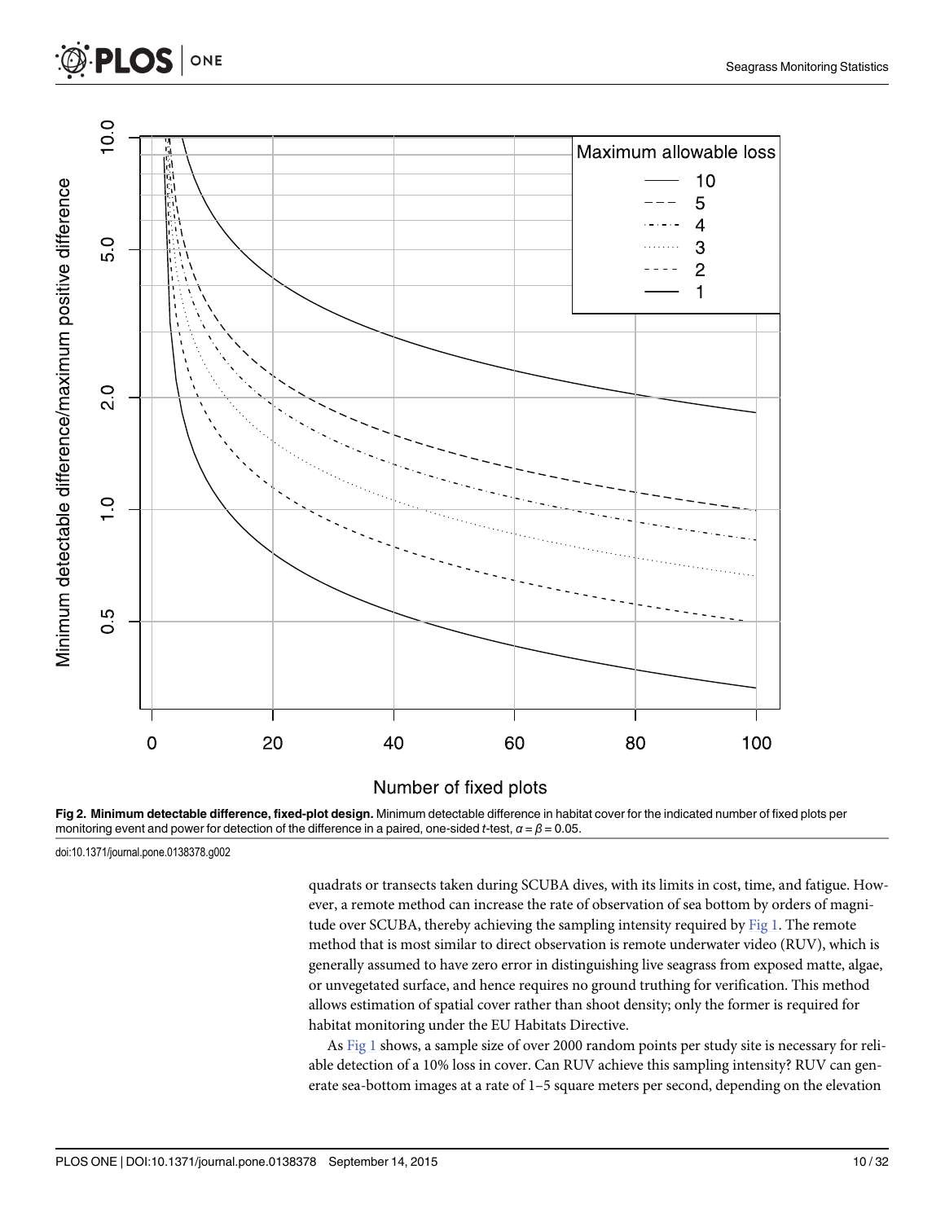**Fig 2. Minimum detectable difference, fixed-plot design.** Minimum detectable difference in habitat cover for the indicated number of fixed plots per monitoring event and power for detection of the difference in a paired, one-sided *t*-test, $\alpha = \beta = 0.05$.

doi:10.1371/journal.pone.0138378.g002

quadrats or transects taken during SCUBA dives, with its limits in cost, time, and fatigue. However, a remote method can increase the rate of observation of sea bottom by orders of magnitude over SCUBA, thereby achieving the sampling intensity required by Fig 1. The remote method that is most similar to direct observation is remote underwater video (RUV), which is generally assumed to have zero error in distinguishing live seagrass from exposed matte, algae, or unvegetated surface, and hence requires no ground truthing for verification. This method allows estimation of spatial cover rather than shoot density; only the former is required for habitat monitoring under the EU Habitats Directive.

As Fig 1 shows, a sample size of over 2000 random points per study site is necessary for reliable detection of a 10% loss in cover. Can RUV achieve this sampling intensity? RUV can generate sea-bottom images at a rate of 1–5 square meters per second, depending on the elevation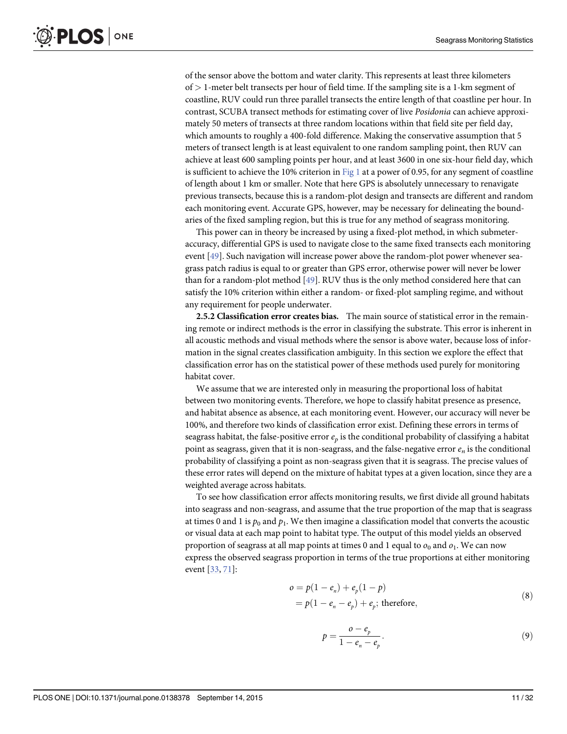of the sensor above the bottom and water clarity. This represents at least three kilometers of > 1-meter belt transects per hour of field time. If the sampling site is a 1-km segment of coastline, RUV could run three parallel transects the entire length of that coastline per hour. In contrast, SCUBA transect methods for estimating cover of live *Posidonia* can achieve approximately 50 meters of transects at three random locations within that field site per field day, which amounts to roughly a 400-fold difference. Making the conservative assumption that 5 meters of transect length is at least equivalent to one random sampling point, then RUV can achieve at least 600 sampling points per hour, and at least 3600 in one six-hour field day, which is sufficient to achieve the 10% criterion in Fig 1 at a power of 0.95, for any segment of coastline of length about 1 km or smaller. Note that here GPS is absolutely unnecessary to renavigate previous transects, because this is a random-plot design and transects are different and random each monitoring event. Accurate GPS, however, may be necessary for delineating the boundaries of the fixed sampling region, but this is true for any method of seagrass monitoring.

This power can in theory be increased by using a fixed-plot method, in which submeter-accuracy, differential GPS is used to navigate close to the same fixed transects each monitoring event [49]. Such navigation will increase power above the random-plot power whenever seagrass patch radius is equal to or greater than GPS error, otherwise power will never be lower than for a random-plot method [49]. RUV thus is the only method considered here that can satisfy the 10% criterion within either a random- or fixed-plot sampling regime, and without any requirement for people underwater.

**2.5.2 Classification error creates bias.** The main source of statistical error in the remaining remote or indirect methods is the error in classifying the substrate. This error is inherent in all acoustic methods and visual methods where the sensor is above water, because loss of information in the signal creates classification ambiguity. In this section we explore the effect that classification error has on the statistical power of these methods used purely for monitoring habitat cover.

We assume that we are interested only in measuring the proportional loss of habitat between two monitoring events. Therefore, we hope to classify habitat presence as presence, and habitat absence as absence, at each monitoring event. However, our accuracy will never be 100%, and therefore two kinds of classification error exist. Defining these errors in terms of seagrass habitat, the false-positive error $e_p$ is the conditional probability of classifying a habitat point as seagrass, given that it is non-seagrass, and the false-negative error $e_n$ is the conditional probability of classifying a point as non-seagrass given that it is seagrass. The precise values of these error rates will depend on the mixture of habitat types at a given location, since they are a weighted average across habitats.

To see how classification error affects monitoring results, we first divide all ground habitats into seagrass and non-seagrass, and assume that the true proportion of the map that is seagrass at times 0 and 1 is $p_0$ and $p_1$. We then imagine a classification model that converts the acoustic or visual data at each map point to habitat type. The output of this model yields an observed proportion of seagrass at all map points at times 0 and 1 equal to $o_0$ and $o_1$. We can now express the observed seagrass proportion in terms of the true proportions at either monitoring event [33, 71]:

$$
\begin{aligned}
o &= p(1 - e_n) + e_p(1 - p) \\
&= p(1 - e_n - e_p) + e_p; \text{ therefore,}
\end{aligned}
\tag{8}
$$

$$
p = \frac{o - e_p}{1 - e_n - e_p}. \tag{9}
$$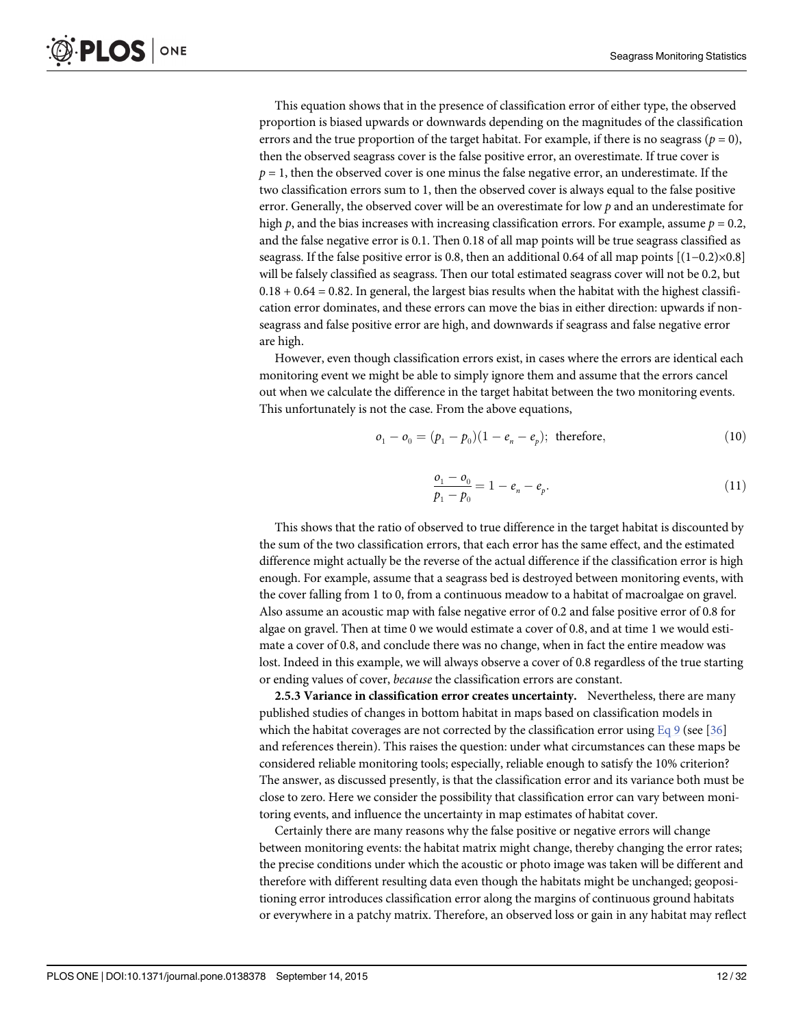This equation shows that in the presence of classification error of either type, the observed proportion is biased upwards or downwards depending on the magnitudes of the classification errors and the true proportion of the target habitat. For example, if there is no seagrass ($p = 0$), then the observed seagrass cover is the false positive error, an overestimate. If true cover is $p = 1$, then the observed cover is one minus the false negative error, an underestimate. If the two classification errors sum to 1, then the observed cover is always equal to the false positive error. Generally, the observed cover will be an overestimate for low $p$ and an underestimate for high $p$, and the bias increases with increasing classification errors. For example, assume $p = 0.2$, and the false negative error is 0.1. Then 0.18 of all map points will be true seagrass classified as seagrass. If the false positive error is 0.8, then an additional 0.64 of all map points [$(1-0.2)\times 0.8$] will be falsely classified as seagrass. Then our total estimated seagrass cover will not be 0.2, but $0.18 + 0.64 = 0.82$. In general, the largest bias results when the habitat with the highest classification error dominates, and these errors can move the bias in either direction: upwards if non-seagrass and false positive error are high, and downwards if seagrass and false negative error are high.

However, even though classification errors exist, in cases where the errors are identical each monitoring event we might be able to simply ignore them and assume that the errors cancel out when we calculate the difference in the target habitat between the two monitoring events. This unfortunately is not the case. From the above equations,

$$o_1 - o_0 = (p_1 - p_0)(1 - e_n - e_p); \text{ therefore,} \tag{10}$$

$$\frac{o_1 - o_0}{p_1 - p_0} = 1 - e_n - e_p. \tag{11}$$

This shows that the ratio of observed to true difference in the target habitat is discounted by the sum of the two classification errors, that each error has the same effect, and the estimated difference might actually be the reverse of the actual difference if the classification error is high enough. For example, assume that a seagrass bed is destroyed between monitoring events, with the cover falling from 1 to 0, from a continuous meadow to a habitat of macroalgae on gravel. Also assume an acoustic map with false negative error of 0.2 and false positive error of 0.8 for algae on gravel. Then at time 0 we would estimate a cover of 0.8, and at time 1 we would estimate a cover of 0.8, and conclude there was no change, when in fact the entire meadow was lost. Indeed in this example, we will always observe a cover of 0.8 regardless of the true starting or ending values of cover, *because* the classification errors are constant.

**2.5.3 Variance in classification error creates uncertainty.** Nevertheless, there are many published studies of changes in bottom habitat in maps based on classification models in which the habitat coverages are not corrected by the classification error using Eq 9 (see [36] and references therein). This raises the question: under what circumstances can these maps be considered reliable monitoring tools; especially, reliable enough to satisfy the 10% criterion? The answer, as discussed presently, is that the classification error and its variance both must be close to zero. Here we consider the possibility that classification error can vary between monitoring events, and influence the uncertainty in map estimates of habitat cover.

Certainly there are many reasons why the false positive or negative errors will change between monitoring events: the habitat matrix might change, thereby changing the error rates; the precise conditions under which the acoustic or photo image was taken will be different and therefore with different resulting data even though the habitats might be unchanged; geopositioning error introduces classification error along the margins of continuous ground habitats or everywhere in a patchy matrix. Therefore, an observed loss or gain in any habitat may reflect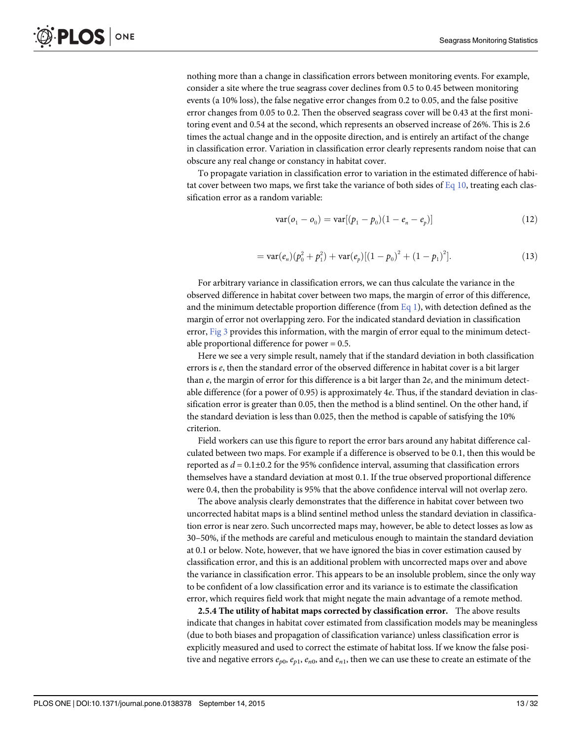nothing more than a change in classification errors between monitoring events. For example, consider a site where the true seagrass cover declines from 0.5 to 0.45 between monitoring events (a 10% loss), the false negative error changes from 0.2 to 0.05, and the false positive error changes from 0.05 to 0.2. Then the observed seagrass cover will be 0.43 at the first monitoring event and 0.54 at the second, which represents an observed increase of 26%. This is 2.6 times the actual change and in the opposite direction, and is entirely an artifact of the change in classification error. Variation in classification error clearly represents random noise that can obscure any real change or constancy in habitat cover.

To propagate variation in classification error to variation in the estimated difference of habitat cover between two maps, we first take the variance of both sides of Eq 10, treating each classification error as a random variable:

$$\mathrm{var}(o_1 - o_0) = \mathrm{var}[(p_1 - p_0)(1 - e_n - e_p)] \tag{12}$$

$$= \mathrm{var}(e_n)(p_0^2 + p_1^2) + \mathrm{var}(e_p)[(1 - p_0)^2 + (1 - p_1)^2]. \tag{13}$$

For arbitrary variance in classification errors, we can thus calculate the variance in the observed difference in habitat cover between two maps, the margin of error of this difference, and the minimum detectable proportion difference (from Eq 1), with detection defined as the margin of error not overlapping zero. For the indicated standard deviation in classification error, Fig 3 provides this information, with the margin of error equal to the minimum detectable proportional difference for power = 0.5.

Here we see a very simple result, namely that if the standard deviation in both classification errors is $e$, then the standard error of the observed difference in habitat cover is a bit larger than $e$, the margin of error for this difference is a bit larger than $2e$, and the minimum detectable difference (for a power of 0.95) is approximately $4e$. Thus, if the standard deviation in classification error is greater than 0.05, then the method is a blind sentinel. On the other hand, if the standard deviation is less than 0.025, then the method is capable of satisfying the 10% criterion.

Field workers can use this figure to report the error bars around any habitat difference calculated between two maps. For example if a difference is observed to be 0.1, then this would be reported as $d = 0.1 \pm 0.2$ for the 95% confidence interval, assuming that classification errors themselves have a standard deviation at most 0.1. If the true observed proportional difference were 0.4, then the probability is 95% that the above confidence interval will not overlap zero.

The above analysis clearly demonstrates that the difference in habitat cover between two uncorrected habitat maps is a blind sentinel method unless the standard deviation in classification error is near zero. Such uncorrected maps may, however, be able to detect losses as low as 30–50%, if the methods are careful and meticulous enough to maintain the standard deviation at 0.1 or below. Note, however, that we have ignored the bias in cover estimation caused by classification error, and this is an additional problem with uncorrected maps over and above the variance in classification error. This appears to be an insoluble problem, since the only way to be confident of a low classification error and its variance is to estimate the classification error, which requires field work that might negate the main advantage of a remote method.

**2.5.4 The utility of habitat maps corrected by classification error.** The above results indicate that changes in habitat cover estimated from classification models may be meaningless (due to both biases and propagation of classification variance) unless classification error is explicitly measured and used to correct the estimate of habitat loss. If we know the false positive and negative errors $e_{p0}$, $e_{p1}$, $e_{n0}$, and $e_{n1}$, then we can use these to create an estimate of the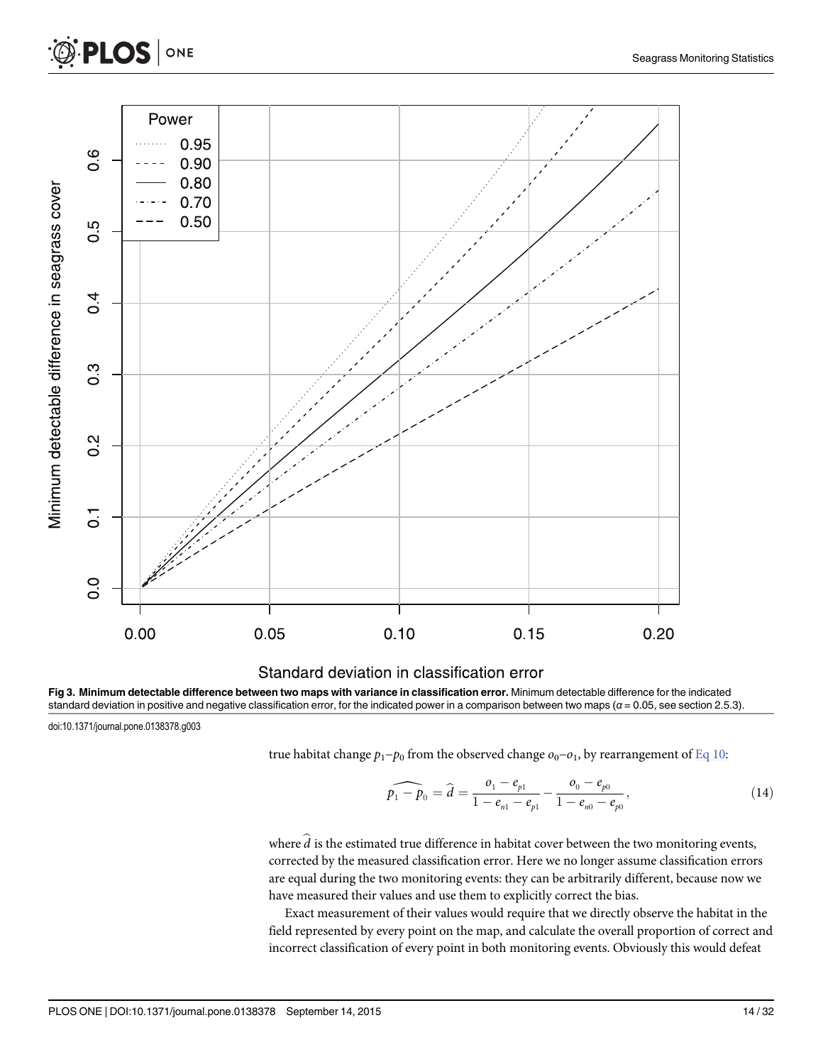Fig 3. Minimum detectable difference between two maps with variance in classification error. Minimum detectable difference for the indicated standard deviation in positive and negative classification error, for the indicated power in a comparison between two maps ($\alpha = 0.05$, see section 2.5.3).

doi:10.1371/journal.pone.0138378.g003

true habitat change $p_1 - p_0$ from the observed change $o_0 - o_1$, by rearrangement of Eq 10:

$$\widehat{p_1 - p_0} = \hat{d} = \frac{o_1 - e_{p1}}{1 - e_{n1} - e_{p1}} - \frac{o_0 - e_{p0}}{1 - e_{n0} - e_{p0}}, \tag{14}$$

where $\hat{d}$ is the estimated true difference in habitat cover between the two monitoring events, corrected by the measured classification error. Here we no longer assume classification errors are equal during the two monitoring events: they can be arbitrarily different, because now we have measured their values and use them to explicitly correct the bias.

Exact measurement of their values would require that we directly observe the habitat in the field represented by every point on the map, and calculate the overall proportion of correct and incorrect classification of every point in both monitoring events. Obviously this would defeat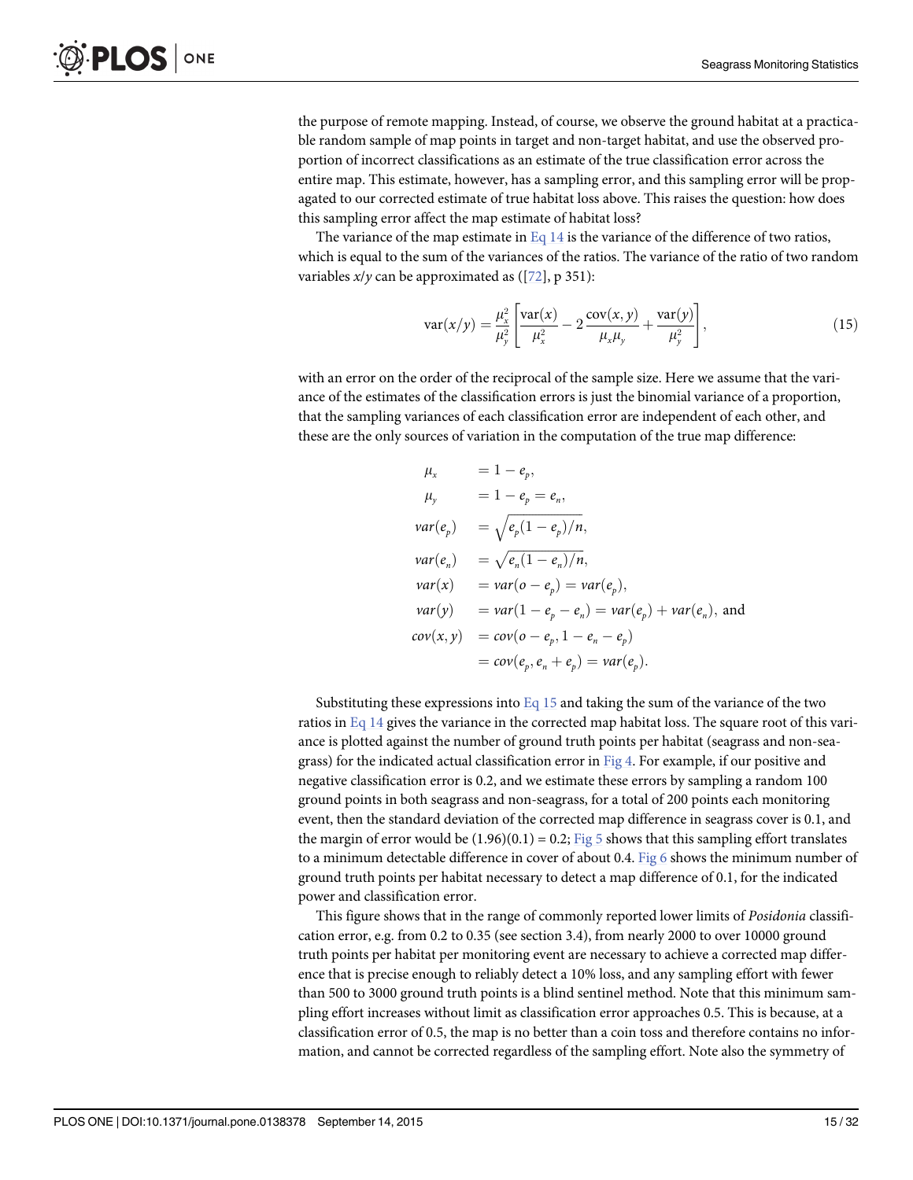the purpose of remote mapping. Instead, of course, we observe the ground habitat at a practicable random sample of map points in target and non-target habitat, and use the observed proportion of incorrect classifications as an estimate of the true classification error across the entire map. This estimate, however, has a sampling error, and this sampling error will be propagated to our corrected estimate of true habitat loss above. This raises the question: how does this sampling error affect the map estimate of habitat loss?

The variance of the map estimate in Eq 14 is the variance of the difference of two ratios, which is equal to the sum of the variances of the ratios. The variance of the ratio of two random variables $x/y$ can be approximated as ([72], p 351):

$$\mathrm{var}(x/y) = \frac{\mu_x^2}{\mu_y^2}\left[\frac{\mathrm{var}(x)}{\mu_x^2} - 2\frac{\mathrm{cov}(x,y)}{\mu_x\mu_y} + \frac{\mathrm{var}(y)}{\mu_y^2}\right], \tag{15}$$

with an error on the order of the reciprocal of the sample size. Here we assume that the variance of the estimates of the classification errors is just the binomial variance of a proportion, that the sampling variances of each classification error are independent of each other, and these are the only sources of variation in the computation of the true map difference:

$$\begin{aligned}
\mu_x &= 1 - e_p, \\
\mu_y &= 1 - e_p = e_n, \\
var(e_p) &= \sqrt{e_p(1-e_p)/n}, \\
var(e_n) &= \sqrt{e_n(1-e_n)/n}, \\
var(x) &= var(o - e_p) = var(e_p), \\
var(y) &= var(1 - e_p - e_n) = var(e_p) + var(e_n), \text{ and} \\
cov(x,y) &= cov(o - e_p, 1 - e_n - e_p) \\
&= cov(e_p, e_n + e_p) = var(e_p).
\end{aligned}$$

Substituting these expressions into Eq 15 and taking the sum of the variance of the two ratios in Eq 14 gives the variance in the corrected map habitat loss. The square root of this variance is plotted against the number of ground truth points per habitat (seagrass and non-seagrass) for the indicated actual classification error in Fig 4. For example, if our positive and negative classification error is 0.2, and we estimate these errors by sampling a random 100 ground points in both seagrass and non-seagrass, for a total of 200 points each monitoring event, then the standard deviation of the corrected map difference in seagrass cover is 0.1, and the margin of error would be $(1.96)(0.1) = 0.2$; Fig 5 shows that this sampling effort translates to a minimum detectable difference in cover of about 0.4. Fig 6 shows the minimum number of ground truth points per habitat necessary to detect a map difference of 0.1, for the indicated power and classification error.

This figure shows that in the range of commonly reported lower limits of *Posidonia* classification error, e.g. from 0.2 to 0.35 (see section 3.4), from nearly 2000 to over 10000 ground truth points per habitat per monitoring event are necessary to achieve a corrected map difference that is precise enough to reliably detect a 10% loss, and any sampling effort with fewer than 500 to 3000 ground truth points is a blind sentinel method. Note that this minimum sampling effort increases without limit as classification error approaches 0.5. This is because, at a classification error of 0.5, the map is no better than a coin toss and therefore contains no information, and cannot be corrected regardless of the sampling effort. Note also the symmetry of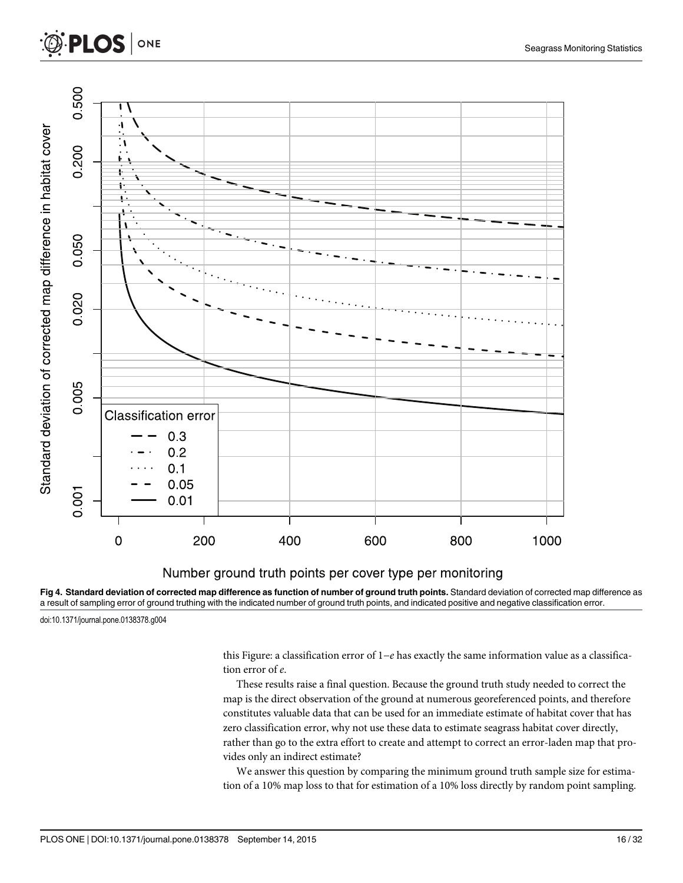**Fig 4. Standard deviation of corrected map difference as function of number of ground truth points.** Standard deviation of corrected map difference as a result of sampling error of ground truthing with the indicated number of ground truth points, and indicated positive and negative classification error.

doi:10.1371/journal.pone.0138378.g004

this Figure: a classification error of $1-e$ has exactly the same information value as a classification error of $e$.

These results raise a final question. Because the ground truth study needed to correct the map is the direct observation of the ground at numerous georeferenced points, and therefore constitutes valuable data that can be used for an immediate estimate of habitat cover that has zero classification error, why not use these data to estimate seagrass habitat cover directly, rather than go to the extra effort to create and attempt to correct an error-laden map that provides only an indirect estimate?

We answer this question by comparing the minimum ground truth sample size for estimation of a 10% map loss to that for estimation of a 10% loss directly by random point sampling.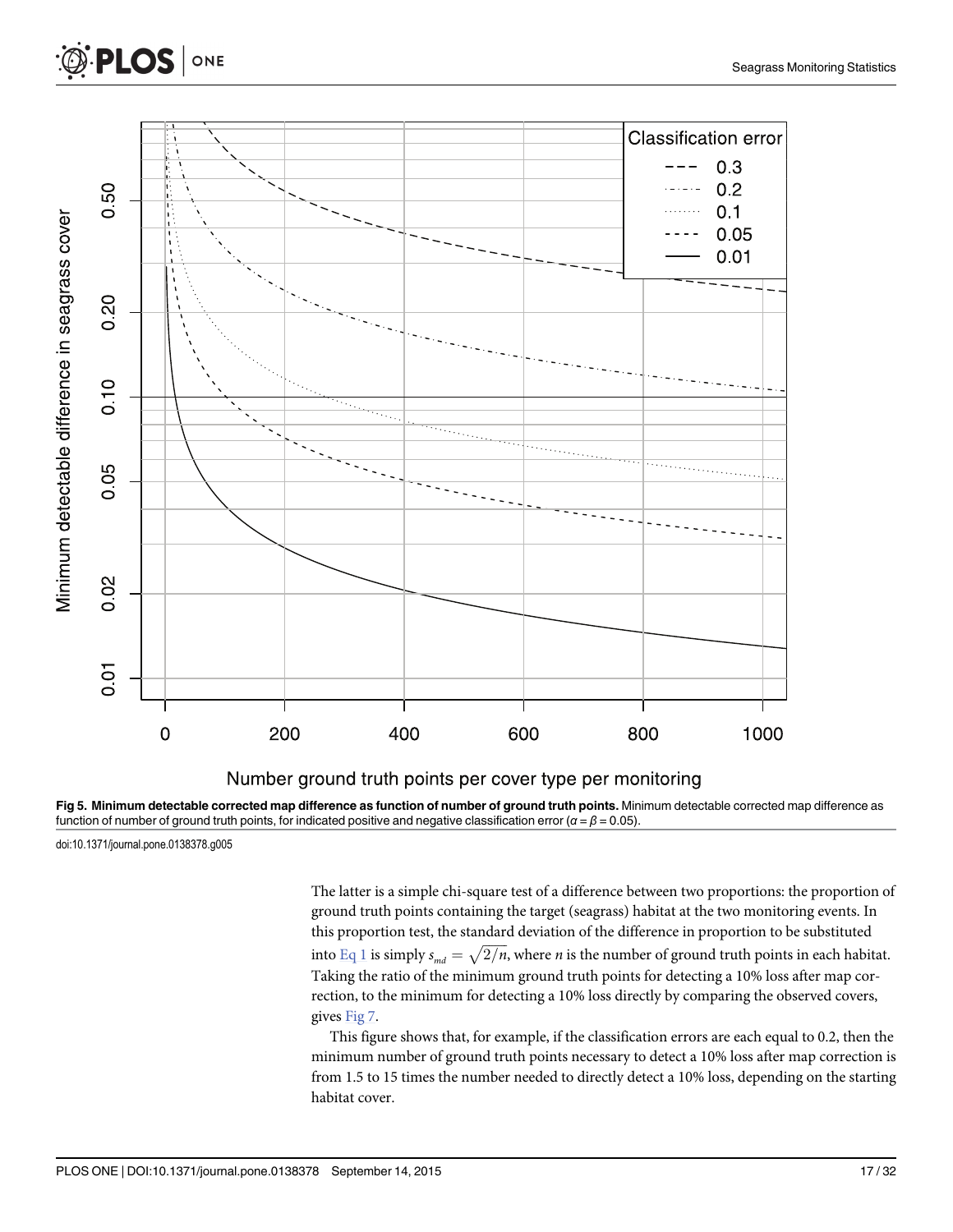**Fig 5. Minimum detectable corrected map difference as function of number of ground truth points.** Minimum detectable corrected map difference as function of number of ground truth points, for indicated positive and negative classification error ($\alpha = \beta = 0.05$).

doi:10.1371/journal.pone.0138378.g005

The latter is a simple chi-square test of a difference between two proportions: the proportion of ground truth points containing the target (seagrass) habitat at the two monitoring events. In this proportion test, the standard deviation of the difference in proportion to be substituted into Eq 1 is simply $s_{md} = \sqrt{2/n}$, where $n$ is the number of ground truth points in each habitat. Taking the ratio of the minimum ground truth points for detecting a 10% loss after map correction, to the minimum for detecting a 10% loss directly by comparing the observed covers, gives Fig 7.

This figure shows that, for example, if the classification errors are each equal to 0.2, then the minimum number of ground truth points necessary to detect a 10% loss after map correction is from 1.5 to 15 times the number needed to directly detect a 10% loss, depending on the starting habitat cover.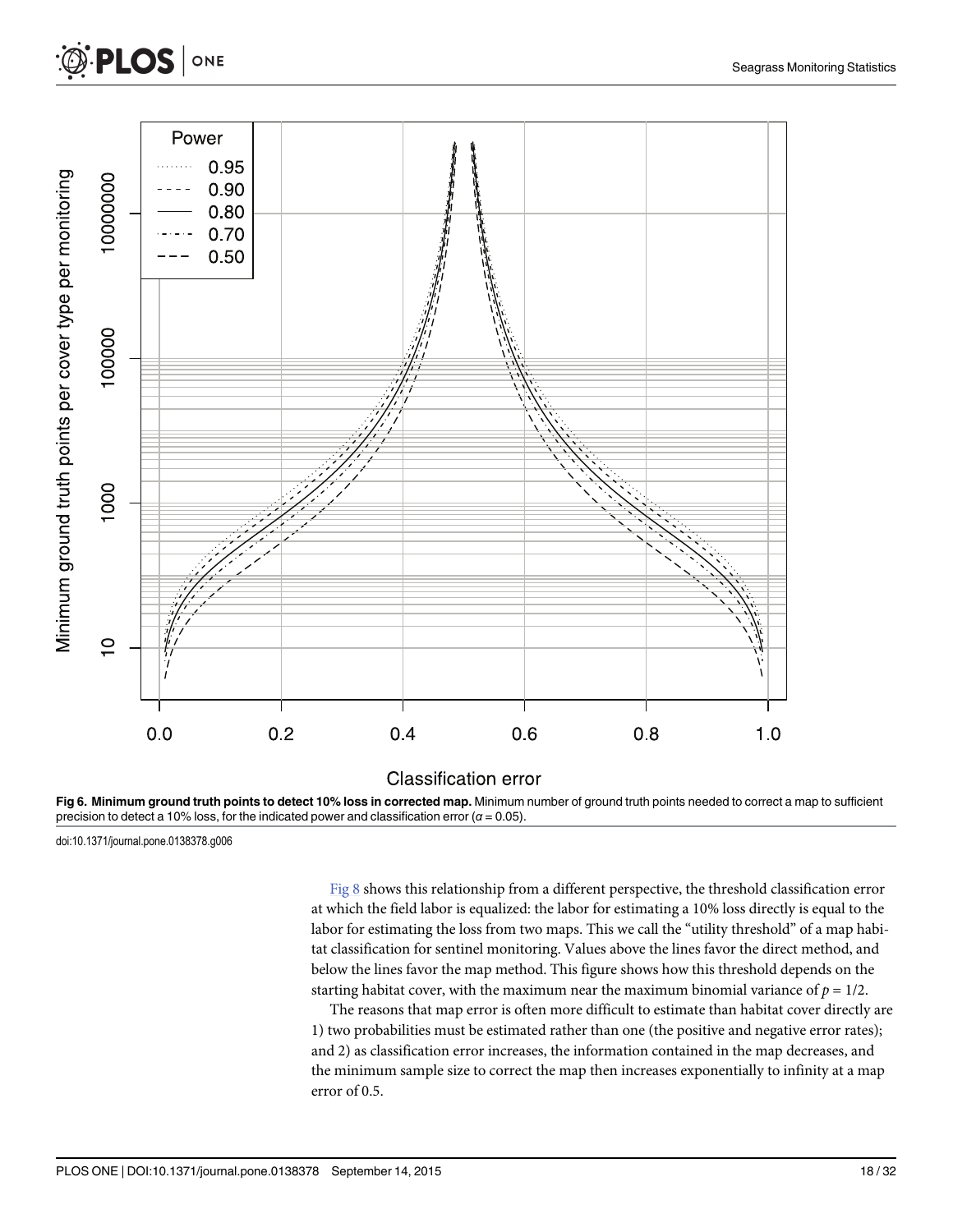**Fig 6. Minimum ground truth points to detect 10% loss in corrected map.** Minimum number of ground truth points needed to correct a map to sufficient precision to detect a 10% loss, for the indicated power and classification error ($\alpha = 0.05$).

doi:10.1371/journal.pone.0138378.g006

Fig 8 shows this relationship from a different perspective, the threshold classification error at which the field labor is equalized: the labor for estimating a 10% loss directly is equal to the labor for estimating the loss from two maps. This we call the "utility threshold" of a map habitat classification for sentinel monitoring. Values above the lines favor the direct method, and below the lines favor the map method. This figure shows how this threshold depends on the starting habitat cover, with the maximum near the maximum binomial variance of $p = 1/2$.

The reasons that map error is often more difficult to estimate than habitat cover directly are 1) two probabilities must be estimated rather than one (the positive and negative error rates); and 2) as classification error increases, the information contained in the map decreases, and the minimum sample size to correct the map then increases exponentially to infinity at a map error of 0.5.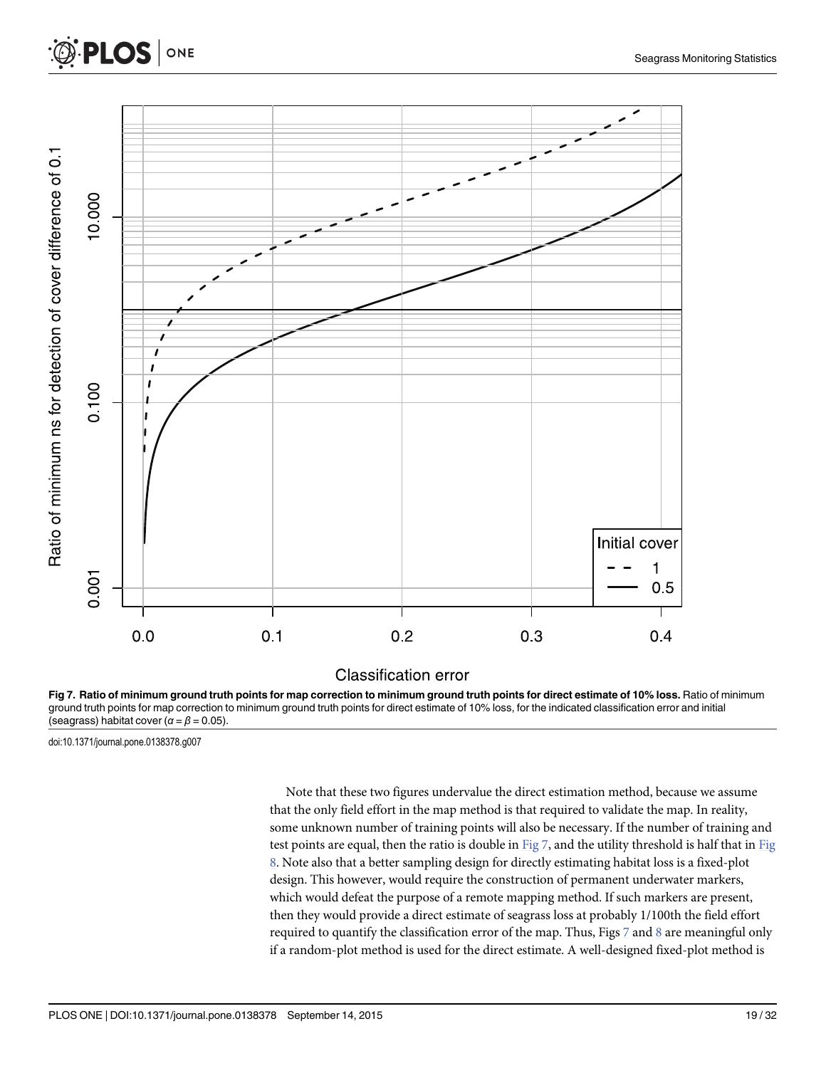**Fig 7. Ratio of minimum ground truth points for map correction to minimum ground truth points for direct estimate of 10% loss.** Ratio of minimum ground truth points for map correction to minimum ground truth points for direct estimate of 10% loss, for the indicated classification error and initial (seagrass) habitat cover ($\alpha = \beta = 0.05$).

doi:10.1371/journal.pone.0138378.g007

Note that these two figures undervalue the direct estimation method, because we assume that the only field effort in the map method is that required to validate the map. In reality, some unknown number of training points will also be necessary. If the number of training and test points are equal, then the ratio is double in Fig 7, and the utility threshold is half that in Fig 8. Note also that a better sampling design for directly estimating habitat loss is a fixed-plot design. This however, would require the construction of permanent underwater markers, which would defeat the purpose of a remote mapping method. If such markers are present, then they would provide a direct estimate of seagrass loss at probably 1/100th the field effort required to quantify the classification error of the map. Thus, Figs 7 and 8 are meaningful only if a random-plot method is used for the direct estimate. A well-designed fixed-plot method is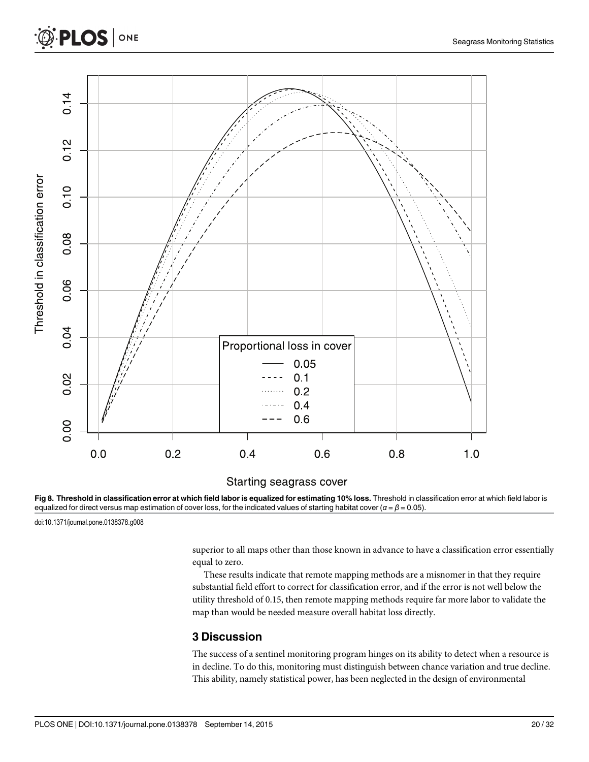**Fig 8. Threshold in classification error at which field labor is equalized for estimating 10% loss.** Threshold in classification error at which field labor is equalized for direct versus map estimation of cover loss, for the indicated values of starting habitat cover ($\alpha = \beta = 0.05$).

doi:10.1371/journal.pone.0138378.g008

superior to all maps other than those known in advance to have a classification error essentially equal to zero.

These results indicate that remote mapping methods are a misnomer in that they require substantial field effort to correct for classification error, and if the error is not well below the utility threshold of 0.15, then remote mapping methods require far more labor to validate the map than would be needed measure overall habitat loss directly.

## 3 Discussion

The success of a sentinel monitoring program hinges on its ability to detect when a resource is in decline. To do this, monitoring must distinguish between chance variation and true decline. This ability, namely statistical power, has been neglected in the design of environmental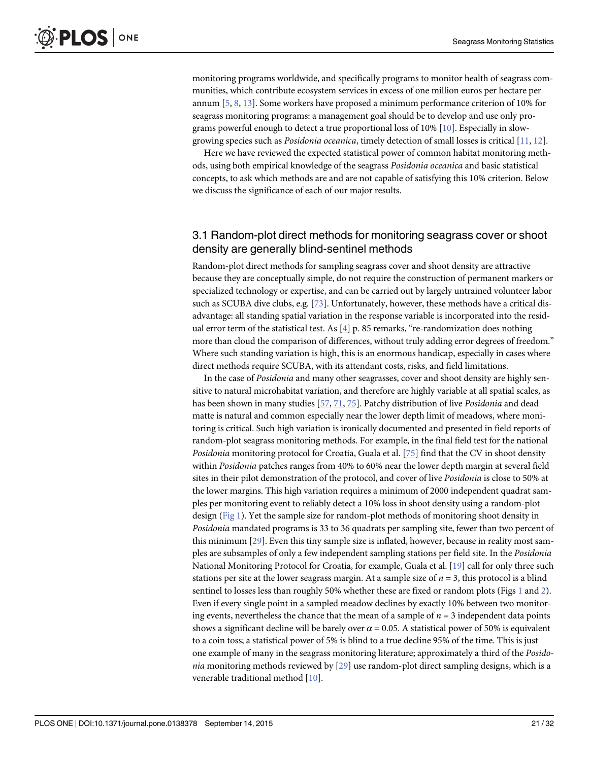monitoring programs worldwide, and specifically programs to monitor health of seagrass communities, which contribute ecosystem services in excess of one million euros per hectare per annum [5, 8, 13]. Some workers have proposed a minimum performance criterion of 10% for seagrass monitoring programs: a management goal should be to develop and use only programs powerful enough to detect a true proportional loss of 10% [10]. Especially in slow-growing species such as *Posidonia oceanica*, timely detection of small losses is critical [11, 12].

Here we have reviewed the expected statistical power of common habitat monitoring methods, using both empirical knowledge of the seagrass *Posidonia oceanica* and basic statistical concepts, to ask which methods are and are not capable of satisfying this 10% criterion. Below we discuss the significance of each of our major results.

## 3.1 Random-plot direct methods for monitoring seagrass cover or shoot density are generally blind-sentinel methods

Random-plot direct methods for sampling seagrass cover and shoot density are attractive because they are conceptually simple, do not require the construction of permanent markers or specialized technology or expertise, and can be carried out by largely untrained volunteer labor such as SCUBA dive clubs, e.g. [73]. Unfortunately, however, these methods have a critical disadvantage: all standing spatial variation in the response variable is incorporated into the residual error term of the statistical test. As [4] p. 85 remarks, "re-randomization does nothing more than cloud the comparison of differences, without truly adding error degrees of freedom." Where such standing variation is high, this is an enormous handicap, especially in cases where direct methods require SCUBA, with its attendant costs, risks, and field limitations.

In the case of *Posidonia* and many other seagrasses, cover and shoot density are highly sensitive to natural microhabitat variation, and therefore are highly variable at all spatial scales, as has been shown in many studies [57, 71, 75]. Patchy distribution of live *Posidonia* and dead matte is natural and common especially near the lower depth limit of meadows, where monitoring is critical. Such high variation is ironically documented and presented in field reports of random-plot seagrass monitoring methods. For example, in the final field test for the national *Posidonia* monitoring protocol for Croatia, Guala et al. [75] find that the CV in shoot density within *Posidonia* patches ranges from 40% to 60% near the lower depth margin at several field sites in their pilot demonstration of the protocol, and cover of live *Posidonia* is close to 50% at the lower margins. This high variation requires a minimum of 2000 independent quadrat samples per monitoring event to reliably detect a 10% loss in shoot density using a random-plot design (Fig 1). Yet the sample size for random-plot methods of monitoring shoot density in *Posidonia* mandated programs is 33 to 36 quadrats per sampling site, fewer than two percent of this minimum [29]. Even this tiny sample size is inflated, however, because in reality most samples are subsamples of only a few independent sampling stations per field site. In the *Posidonia* National Monitoring Protocol for Croatia, for example, Guala et al. [19] call for only three such stations per site at the lower seagrass margin. At a sample size of $n = 3$, this protocol is a blind sentinel to losses less than roughly 50% whether these are fixed or random plots (Figs 1 and 2). Even if every single point in a sampled meadow declines by exactly 10% between two monitoring events, nevertheless the chance that the mean of a sample of $n = 3$ independent data points shows a significant decline will be barely over $\alpha = 0.05$. A statistical power of 50% is equivalent to a coin toss; a statistical power of 5% is blind to a true decline 95% of the time. This is just one example of many in the seagrass monitoring literature; approximately a third of the *Posidonia* monitoring methods reviewed by [29] use random-plot direct sampling designs, which is a venerable traditional method [10].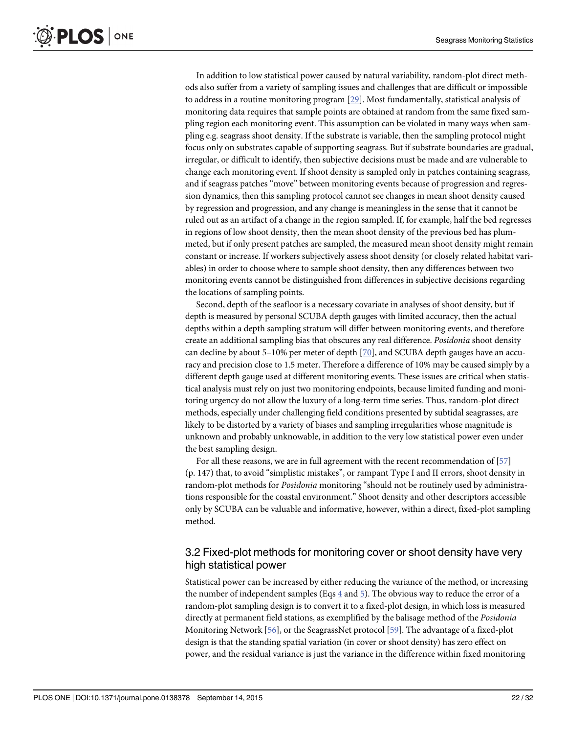In addition to low statistical power caused by natural variability, random-plot direct methods also suffer from a variety of sampling issues and challenges that are difficult or impossible to address in a routine monitoring program [29]. Most fundamentally, statistical analysis of monitoring data requires that sample points are obtained at random from the same fixed sampling region each monitoring event. This assumption can be violated in many ways when sampling e.g. seagrass shoot density. If the substrate is variable, then the sampling protocol might focus only on substrates capable of supporting seagrass. But if substrate boundaries are gradual, irregular, or difficult to identify, then subjective decisions must be made and are vulnerable to change each monitoring event. If shoot density is sampled only in patches containing seagrass, and if seagrass patches "move" between monitoring events because of progression and regression dynamics, then this sampling protocol cannot see changes in mean shoot density caused by regression and progression, and any change is meaningless in the sense that it cannot be ruled out as an artifact of a change in the region sampled. If, for example, half the bed regresses in regions of low shoot density, then the mean shoot density of the previous bed has plummeted, but if only present patches are sampled, the measured mean shoot density might remain constant or increase. If workers subjectively assess shoot density (or closely related habitat variables) in order to choose where to sample shoot density, then any differences between two monitoring events cannot be distinguished from differences in subjective decisions regarding the locations of sampling points.

Second, depth of the seafloor is a necessary covariate in analyses of shoot density, but if depth is measured by personal SCUBA depth gauges with limited accuracy, then the actual depths within a depth sampling stratum will differ between monitoring events, and therefore create an additional sampling bias that obscures any real difference. *Posidonia* shoot density can decline by about 5–10% per meter of depth [70], and SCUBA depth gauges have an accuracy and precision close to 1.5 meter. Therefore a difference of 10% may be caused simply by a different depth gauge used at different monitoring events. These issues are critical when statistical analysis must rely on just two monitoring endpoints, because limited funding and monitoring urgency do not allow the luxury of a long-term time series. Thus, random-plot direct methods, especially under challenging field conditions presented by subtidal seagrasses, are likely to be distorted by a variety of biases and sampling irregularities whose magnitude is unknown and probably unknowable, in addition to the very low statistical power even under the best sampling design.

For all these reasons, we are in full agreement with the recent recommendation of [57] (p. 147) that, to avoid "simplistic mistakes", or rampant Type I and II errors, shoot density in random-plot methods for *Posidonia* monitoring "should not be routinely used by administrations responsible for the coastal environment." Shoot density and other descriptors accessible only by SCUBA can be valuable and informative, however, within a direct, fixed-plot sampling method.

## 3.2 Fixed-plot methods for monitoring cover or shoot density have very high statistical power

Statistical power can be increased by either reducing the variance of the method, or increasing the number of independent samples (Eqs 4 and 5). The obvious way to reduce the error of a random-plot sampling design is to convert it to a fixed-plot design, in which loss is measured directly at permanent field stations, as exemplified by the balisage method of the *Posidonia* Monitoring Network [56], or the SeagrassNet protocol [59]. The advantage of a fixed-plot design is that the standing spatial variation (in cover or shoot density) has zero effect on power, and the residual variance is just the variance in the difference within fixed monitoring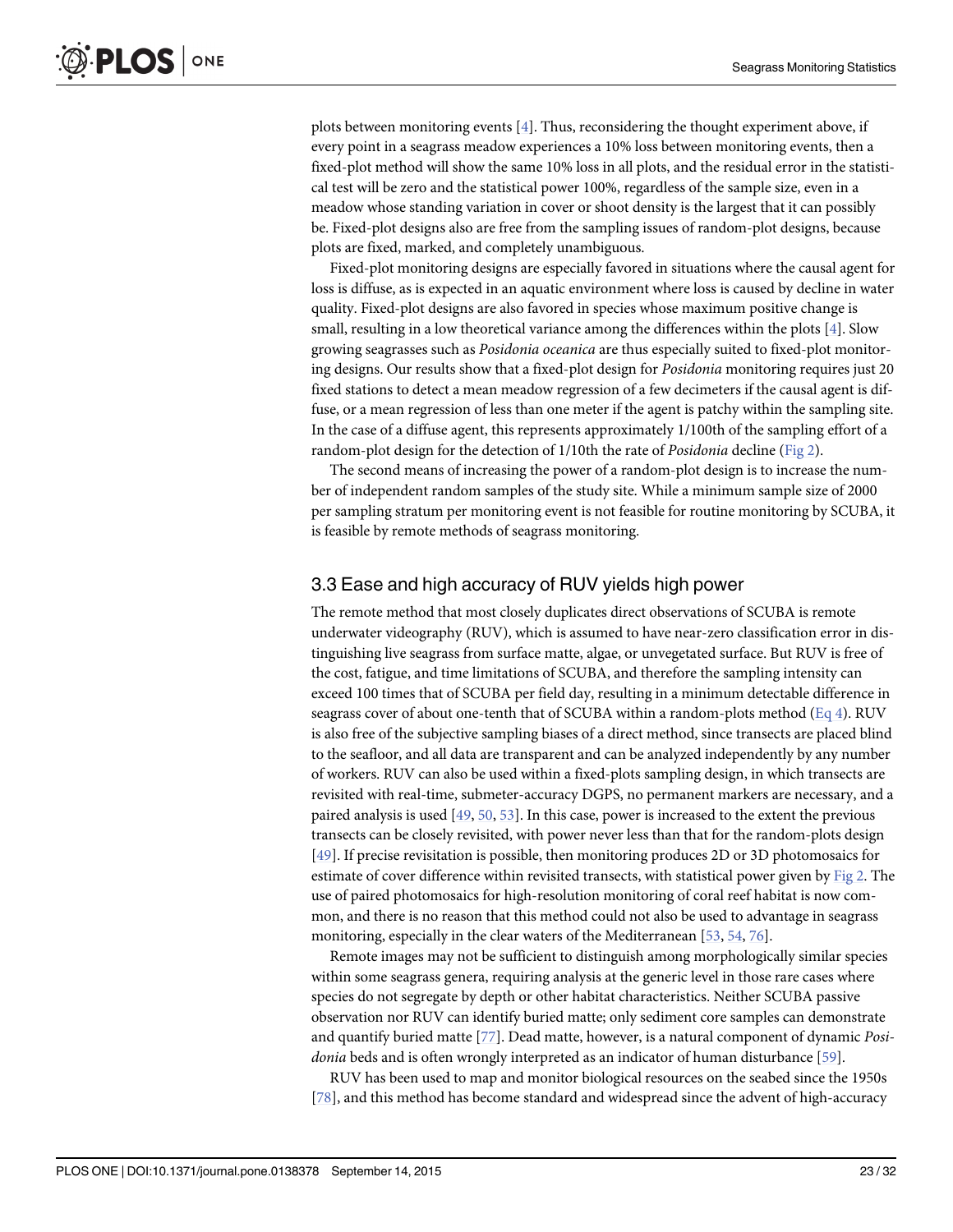plots between monitoring events [4]. Thus, reconsidering the thought experiment above, if every point in a seagrass meadow experiences a 10% loss between monitoring events, then a fixed-plot method will show the same 10% loss in all plots, and the residual error in the statistical test will be zero and the statistical power 100%, regardless of the sample size, even in a meadow whose standing variation in cover or shoot density is the largest that it can possibly be. Fixed-plot designs also are free from the sampling issues of random-plot designs, because plots are fixed, marked, and completely unambiguous.

Fixed-plot monitoring designs are especially favored in situations where the causal agent for loss is diffuse, as is expected in an aquatic environment where loss is caused by decline in water quality. Fixed-plot designs are also favored in species whose maximum positive change is small, resulting in a low theoretical variance among the differences within the plots [4]. Slow growing seagrasses such as *Posidonia oceanica* are thus especially suited to fixed-plot monitoring designs. Our results show that a fixed-plot design for *Posidonia* monitoring requires just 20 fixed stations to detect a mean meadow regression of a few decimeters if the causal agent is diffuse, or a mean regression of less than one meter if the agent is patchy within the sampling site. In the case of a diffuse agent, this represents approximately 1/100th of the sampling effort of a random-plot design for the detection of 1/10th the rate of *Posidonia* decline (Fig 2).

The second means of increasing the power of a random-plot design is to increase the number of independent random samples of the study site. While a minimum sample size of 2000 per sampling stratum per monitoring event is not feasible for routine monitoring by SCUBA, it is feasible by remote methods of seagrass monitoring.

## 3.3 Ease and high accuracy of RUV yields high power

The remote method that most closely duplicates direct observations of SCUBA is remote underwater videography (RUV), which is assumed to have near-zero classification error in distinguishing live seagrass from surface matte, algae, or unvegetated surface. But RUV is free of the cost, fatigue, and time limitations of SCUBA, and therefore the sampling intensity can exceed 100 times that of SCUBA per field day, resulting in a minimum detectable difference in seagrass cover of about one-tenth that of SCUBA within a random-plots method (Eq 4). RUV is also free of the subjective sampling biases of a direct method, since transects are placed blind to the seafloor, and all data are transparent and can be analyzed independently by any number of workers. RUV can also be used within a fixed-plots sampling design, in which transects are revisited with real-time, submeter-accuracy DGPS, no permanent markers are necessary, and a paired analysis is used [49, 50, 53]. In this case, power is increased to the extent the previous transects can be closely revisited, with power never less than that for the random-plots design [49]. If precise revisitation is possible, then monitoring produces 2D or 3D photomosaics for estimate of cover difference within revisited transects, with statistical power given by Fig 2. The use of paired photomosaics for high-resolution monitoring of coral reef habitat is now common, and there is no reason that this method could not also be used to advantage in seagrass monitoring, especially in the clear waters of the Mediterranean [53, 54, 76].

Remote images may not be sufficient to distinguish among morphologically similar species within some seagrass genera, requiring analysis at the generic level in those rare cases where species do not segregate by depth or other habitat characteristics. Neither SCUBA passive observation nor RUV can identify buried matte; only sediment core samples can demonstrate and quantify buried matte [77]. Dead matte, however, is a natural component of dynamic *Posidonia* beds and is often wrongly interpreted as an indicator of human disturbance [59].

RUV has been used to map and monitor biological resources on the seabed since the 1950s [78], and this method has become standard and widespread since the advent of high-accuracy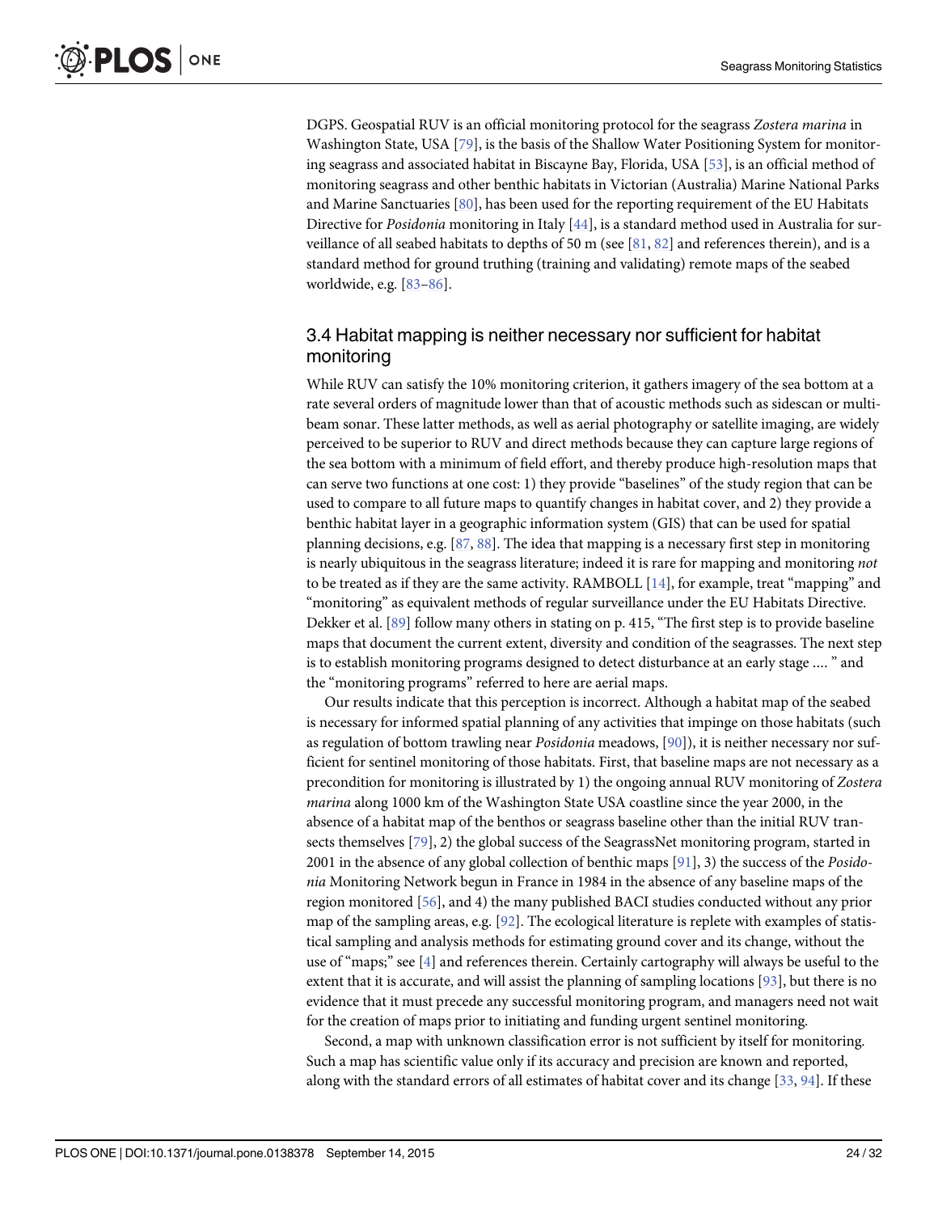DGPS. Geospatial RUV is an official monitoring protocol for the seagrass *Zostera marina* in Washington State, USA [79], is the basis of the Shallow Water Positioning System for monitoring seagrass and associated habitat in Biscayne Bay, Florida, USA [53], is an official method of monitoring seagrass and other benthic habitats in Victorian (Australia) Marine National Parks and Marine Sanctuaries [80], has been used for the reporting requirement of the EU Habitats Directive for *Posidonia* monitoring in Italy [44], is a standard method used in Australia for surveillance of all seabed habitats to depths of 50 m (see [81, 82] and references therein), and is a standard method for ground truthing (training and validating) remote maps of the seabed worldwide, e.g. [83–86].

## 3.4 Habitat mapping is neither necessary nor sufficient for habitat monitoring

While RUV can satisfy the 10% monitoring criterion, it gathers imagery of the sea bottom at a rate several orders of magnitude lower than that of acoustic methods such as sidescan or multibeam sonar. These latter methods, as well as aerial photography or satellite imaging, are widely perceived to be superior to RUV and direct methods because they can capture large regions of the sea bottom with a minimum of field effort, and thereby produce high-resolution maps that can serve two functions at one cost: 1) they provide "baselines" of the study region that can be used to compare to all future maps to quantify changes in habitat cover, and 2) they provide a benthic habitat layer in a geographic information system (GIS) that can be used for spatial planning decisions, e.g. [87, 88]. The idea that mapping is a necessary first step in monitoring is nearly ubiquitous in the seagrass literature; indeed it is rare for mapping and monitoring *not* to be treated as if they are the same activity. RAMBOLL [14], for example, treat "mapping" and "monitoring" as equivalent methods of regular surveillance under the EU Habitats Directive. Dekker et al. [89] follow many others in stating on p. 415, "The first step is to provide baseline maps that document the current extent, diversity and condition of the seagrasses. The next step is to establish monitoring programs designed to detect disturbance at an early stage .... " and the "monitoring programs" referred to here are aerial maps.

Our results indicate that this perception is incorrect. Although a habitat map of the seabed is necessary for informed spatial planning of any activities that impinge on those habitats (such as regulation of bottom trawling near *Posidonia* meadows, [90]), it is neither necessary nor sufficient for sentinel monitoring of those habitats. First, that baseline maps are not necessary as a precondition for monitoring is illustrated by 1) the ongoing annual RUV monitoring of *Zostera marina* along 1000 km of the Washington State USA coastline since the year 2000, in the absence of a habitat map of the benthos or seagrass baseline other than the initial RUV transects themselves [79], 2) the global success of the SeagrassNet monitoring program, started in 2001 in the absence of any global collection of benthic maps [91], 3) the success of the *Posidonia* Monitoring Network begun in France in 1984 in the absence of any baseline maps of the region monitored [56], and 4) the many published BACI studies conducted without any prior map of the sampling areas, e.g. [92]. The ecological literature is replete with examples of statistical sampling and analysis methods for estimating ground cover and its change, without the use of "maps;" see [4] and references therein. Certainly cartography will always be useful to the extent that it is accurate, and will assist the planning of sampling locations [93], but there is no evidence that it must precede any successful monitoring program, and managers need not wait for the creation of maps prior to initiating and funding urgent sentinel monitoring.

Second, a map with unknown classification error is not sufficient by itself for monitoring. Such a map has scientific value only if its accuracy and precision are known and reported, along with the standard errors of all estimates of habitat cover and its change [33, 94]. If these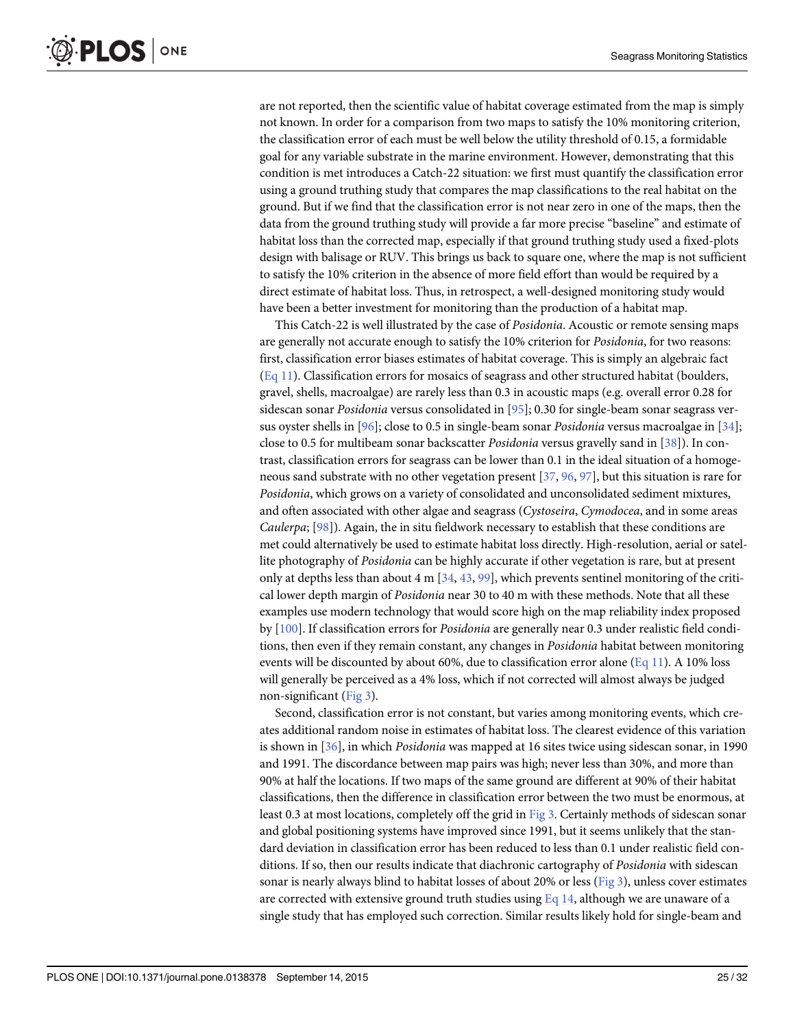are not reported, then the scientific value of habitat coverage estimated from the map is simply not known. In order for a comparison from two maps to satisfy the 10% monitoring criterion, the classification error of each must be well below the utility threshold of 0.15, a formidable goal for any variable substrate in the marine environment. However, demonstrating that this condition is met introduces a Catch-22 situation: we first must quantify the classification error using a ground truthing study that compares the map classifications to the real habitat on the ground. But if we find that the classification error is not near zero in one of the maps, then the data from the ground truthing study will provide a far more precise "baseline" and estimate of habitat loss than the corrected map, especially if that ground truthing study used a fixed-plots design with balisage or RUV. This brings us back to square one, where the map is not sufficient to satisfy the 10% criterion in the absence of more field effort than would be required by a direct estimate of habitat loss. Thus, in retrospect, a well-designed monitoring study would have been a better investment for monitoring than the production of a habitat map.

This Catch-22 is well illustrated by the case of *Posidonia*. Acoustic or remote sensing maps are generally not accurate enough to satisfy the 10% criterion for *Posidonia*, for two reasons: first, classification error biases estimates of habitat coverage. This is simply an algebraic fact (Eq 11). Classification errors for mosaics of seagrass and other structured habitat (boulders, gravel, shells, macroalgae) are rarely less than 0.3 in acoustic maps (e.g. overall error 0.28 for sidescan sonar *Posidonia* versus consolidated in [95]; 0.30 for single-beam sonar seagrass versus oyster shells in [96]; close to 0.5 in single-beam sonar *Posidonia* versus macroalgae in [34]; close to 0.5 for multibeam sonar backscatter *Posidonia* versus gravelly sand in [38]). In contrast, classification errors for seagrass can be lower than 0.1 in the ideal situation of a homogeneous sand substrate with no other vegetation present [37, 96, 97], but this situation is rare for *Posidonia*, which grows on a variety of consolidated and unconsolidated sediment mixtures, and often associated with other algae and seagrass (*Cystoseira*, *Cymodocea*, and in some areas *Caulerpa*; [98]). Again, the in situ fieldwork necessary to establish that these conditions are met could alternatively be used to estimate habitat loss directly. High-resolution, aerial or satellite photography of *Posidonia* can be highly accurate if other vegetation is rare, but at present only at depths less than about 4 m [34, 43, 99], which prevents sentinel monitoring of the critical lower depth margin of *Posidonia* near 30 to 40 m with these methods. Note that all these examples use modern technology that would score high on the map reliability index proposed by [100]. If classification errors for *Posidonia* are generally near 0.3 under realistic field conditions, then even if they remain constant, any changes in *Posidonia* habitat between monitoring events will be discounted by about 60%, due to classification error alone (Eq 11). A 10% loss will generally be perceived as a 4% loss, which if not corrected will almost always be judged non-significant (Fig 3).

Second, classification error is not constant, but varies among monitoring events, which creates additional random noise in estimates of habitat loss. The clearest evidence of this variation is shown in [36], in which *Posidonia* was mapped at 16 sites twice using sidescan sonar, in 1990 and 1991. The discordance between map pairs was high; never less than 30%, and more than 90% at half the locations. If two maps of the same ground are different at 90% of their habitat classifications, then the difference in classification error between the two must be enormous, at least 0.3 at most locations, completely off the grid in Fig 3. Certainly methods of sidescan sonar and global positioning systems have improved since 1991, but it seems unlikely that the standard deviation in classification error has been reduced to less than 0.1 under realistic field conditions. If so, then our results indicate that diachronic cartography of *Posidonia* with sidescan sonar is nearly always blind to habitat losses of about 20% or less (Fig 3), unless cover estimates are corrected with extensive ground truth studies using Eq 14, although we are unaware of a single study that has employed such correction. Similar results likely hold for single-beam and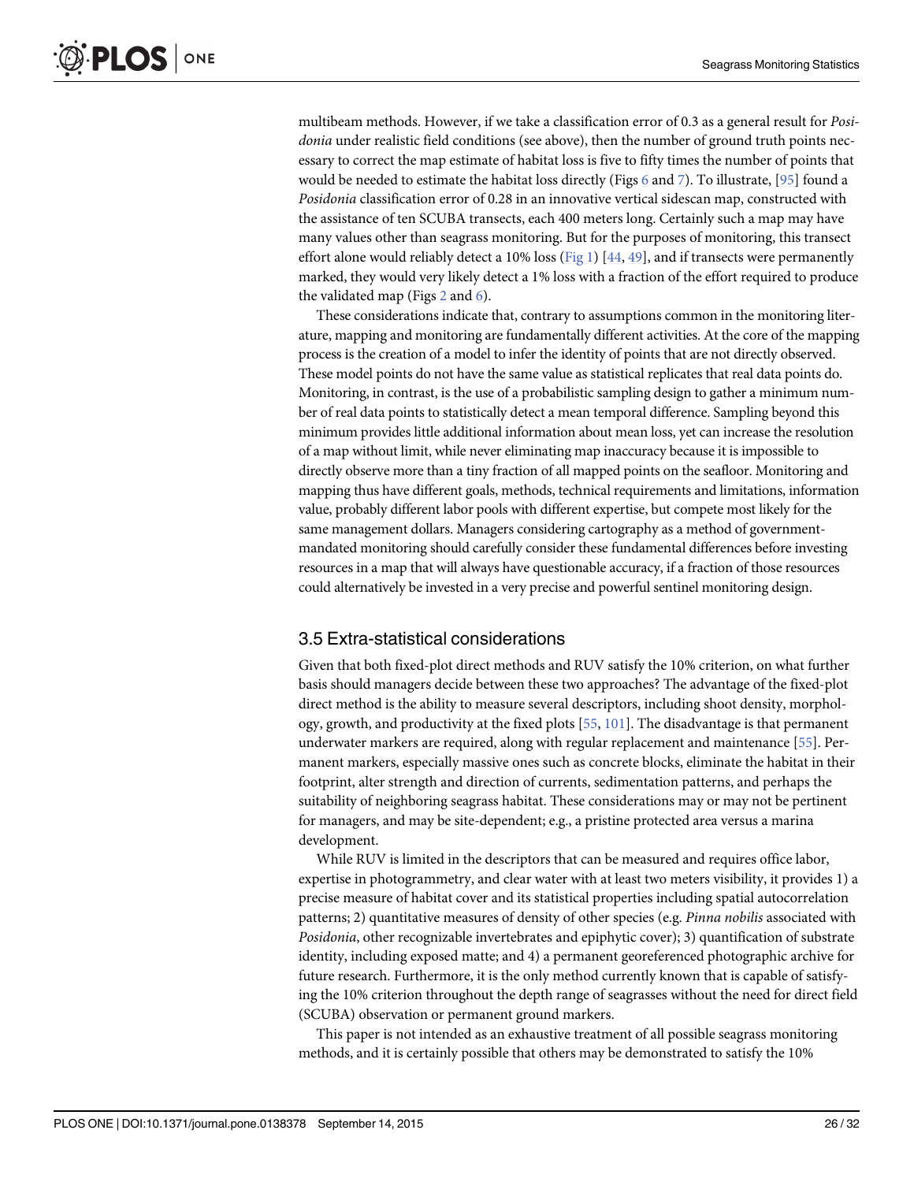multibeam methods. However, if we take a classification error of 0.3 as a general result for *Posidonia* under realistic field conditions (see above), then the number of ground truth points necessary to correct the map estimate of habitat loss is five to fifty times the number of points that would be needed to estimate the habitat loss directly (Figs 6 and 7). To illustrate, [95] found a *Posidonia* classification error of 0.28 in an innovative vertical sidescan map, constructed with the assistance of ten SCUBA transects, each 400 meters long. Certainly such a map may have many values other than seagrass monitoring. But for the purposes of monitoring, this transect effort alone would reliably detect a 10% loss (Fig 1) [44, 49], and if transects were permanently marked, they would very likely detect a 1% loss with a fraction of the effort required to produce the validated map (Figs 2 and 6).

These considerations indicate that, contrary to assumptions common in the monitoring literature, mapping and monitoring are fundamentally different activities. At the core of the mapping process is the creation of a model to infer the identity of points that are not directly observed. These model points do not have the same value as statistical replicates that real data points do. Monitoring, in contrast, is the use of a probabilistic sampling design to gather a minimum number of real data points to statistically detect a mean temporal difference. Sampling beyond this minimum provides little additional information about mean loss, yet can increase the resolution of a map without limit, while never eliminating map inaccuracy because it is impossible to directly observe more than a tiny fraction of all mapped points on the seafloor. Monitoring and mapping thus have different goals, methods, technical requirements and limitations, information value, probably different labor pools with different expertise, but compete most likely for the same management dollars. Managers considering cartography as a method of government-mandated monitoring should carefully consider these fundamental differences before investing resources in a map that will always have questionable accuracy, if a fraction of those resources could alternatively be invested in a very precise and powerful sentinel monitoring design.

## 3.5 Extra-statistical considerations

Given that both fixed-plot direct methods and RUV satisfy the 10% criterion, on what further basis should managers decide between these two approaches? The advantage of the fixed-plot direct method is the ability to measure several descriptors, including shoot density, morphology, growth, and productivity at the fixed plots [55, 101]. The disadvantage is that permanent underwater markers are required, along with regular replacement and maintenance [55]. Permanent markers, especially massive ones such as concrete blocks, eliminate the habitat in their footprint, alter strength and direction of currents, sedimentation patterns, and perhaps the suitability of neighboring seagrass habitat. These considerations may or may not be pertinent for managers, and may be site-dependent; e.g., a pristine protected area versus a marina development.

While RUV is limited in the descriptors that can be measured and requires office labor, expertise in photogrammetry, and clear water with at least two meters visibility, it provides 1) a precise measure of habitat cover and its statistical properties including spatial autocorrelation patterns; 2) quantitative measures of density of other species (e.g. *Pinna nobilis* associated with *Posidonia*, other recognizable invertebrates and epiphytic cover); 3) quantification of substrate identity, including exposed matte; and 4) a permanent georeferenced photographic archive for future research. Furthermore, it is the only method currently known that is capable of satisfying the 10% criterion throughout the depth range of seagrasses without the need for direct field (SCUBA) observation or permanent ground markers.

This paper is not intended as an exhaustive treatment of all possible seagrass monitoring methods, and it is certainly possible that others may be demonstrated to satisfy the 10%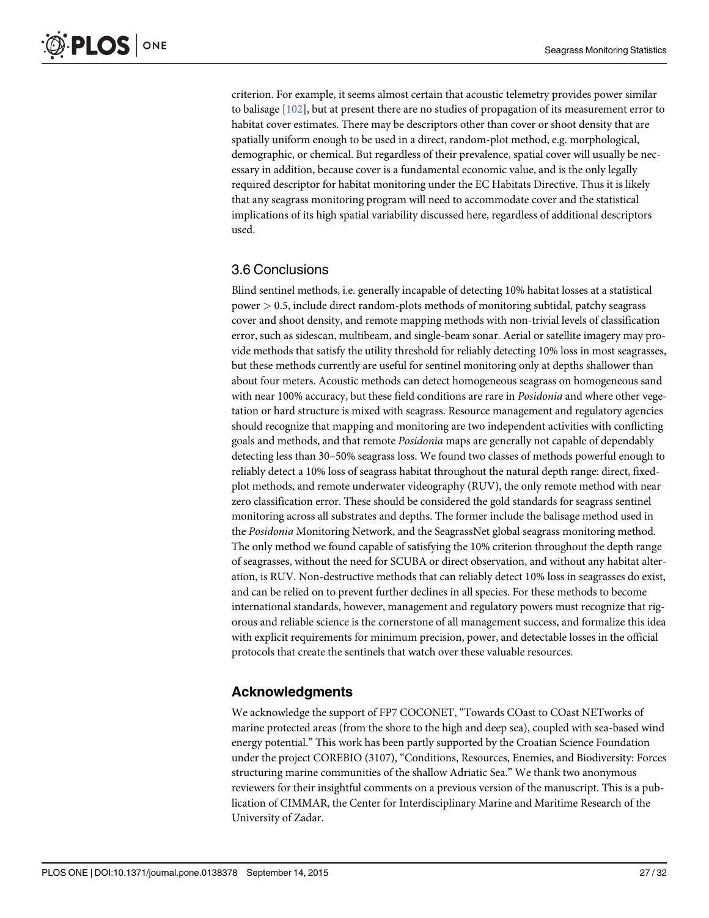criterion. For example, it seems almost certain that acoustic telemetry provides power similar to balisage [102], but at present there are no studies of propagation of its measurement error to habitat cover estimates. There may be descriptors other than cover or shoot density that are spatially uniform enough to be used in a direct, random-plot method, e.g. morphological, demographic, or chemical. But regardless of their prevalence, spatial cover will usually be necessary in addition, because cover is a fundamental economic value, and is the only legally required descriptor for habitat monitoring under the EC Habitats Directive. Thus it is likely that any seagrass monitoring program will need to accommodate cover and the statistical implications of its high spatial variability discussed here, regardless of additional descriptors used.

## 3.6 Conclusions

Blind sentinel methods, i.e. generally incapable of detecting 10% habitat losses at a statistical power $> 0.5$, include direct random-plots methods of monitoring subtidal, patchy seagrass cover and shoot density, and remote mapping methods with non-trivial levels of classification error, such as sidescan, multibeam, and single-beam sonar. Aerial or satellite imagery may provide methods that satisfy the utility threshold for reliably detecting 10% loss in most seagrasses, but these methods currently are useful for sentinel monitoring only at depths shallower than about four meters. Acoustic methods can detect homogeneous seagrass on homogeneous sand with near 100% accuracy, but these field conditions are rare in *Posidonia* and where other vegetation or hard structure is mixed with seagrass. Resource management and regulatory agencies should recognize that mapping and monitoring are two independent activities with conflicting goals and methods, and that remote *Posidonia* maps are generally not capable of dependably detecting less than 30–50% seagrass loss. We found two classes of methods powerful enough to reliably detect a 10% loss of seagrass habitat throughout the natural depth range: direct, fixed-plot methods, and remote underwater videography (RUV), the only remote method with near zero classification error. These should be considered the gold standards for seagrass sentinel monitoring across all substrates and depths. The former include the balisage method used in the *Posidonia* Monitoring Network, and the SeagrassNet global seagrass monitoring method. The only method we found capable of satisfying the 10% criterion throughout the depth range of seagrasses, without the need for SCUBA or direct observation, and without any habitat alteration, is RUV. Non-destructive methods that can reliably detect 10% loss in seagrasses do exist, and can be relied on to prevent further declines in all species. For these methods to become international standards, however, management and regulatory powers must recognize that rigorous and reliable science is the cornerstone of all management success, and formalize this idea with explicit requirements for minimum precision, power, and detectable losses in the official protocols that create the sentinels that watch over these valuable resources.

## Acknowledgments

We acknowledge the support of FP7 COCONET, "Towards COast to COast NETworks of marine protected areas (from the shore to the high and deep sea), coupled with sea-based wind energy potential." This work has been partly supported by the Croatian Science Foundation under the project COREBIO (3107), "Conditions, Resources, Enemies, and Biodiversity: Forces structuring marine communities of the shallow Adriatic Sea." We thank two anonymous reviewers for their insightful comments on a previous version of the manuscript. This is a publication of CIMMAR, the Center for Interdisciplinary Marine and Maritime Research of the University of Zadar.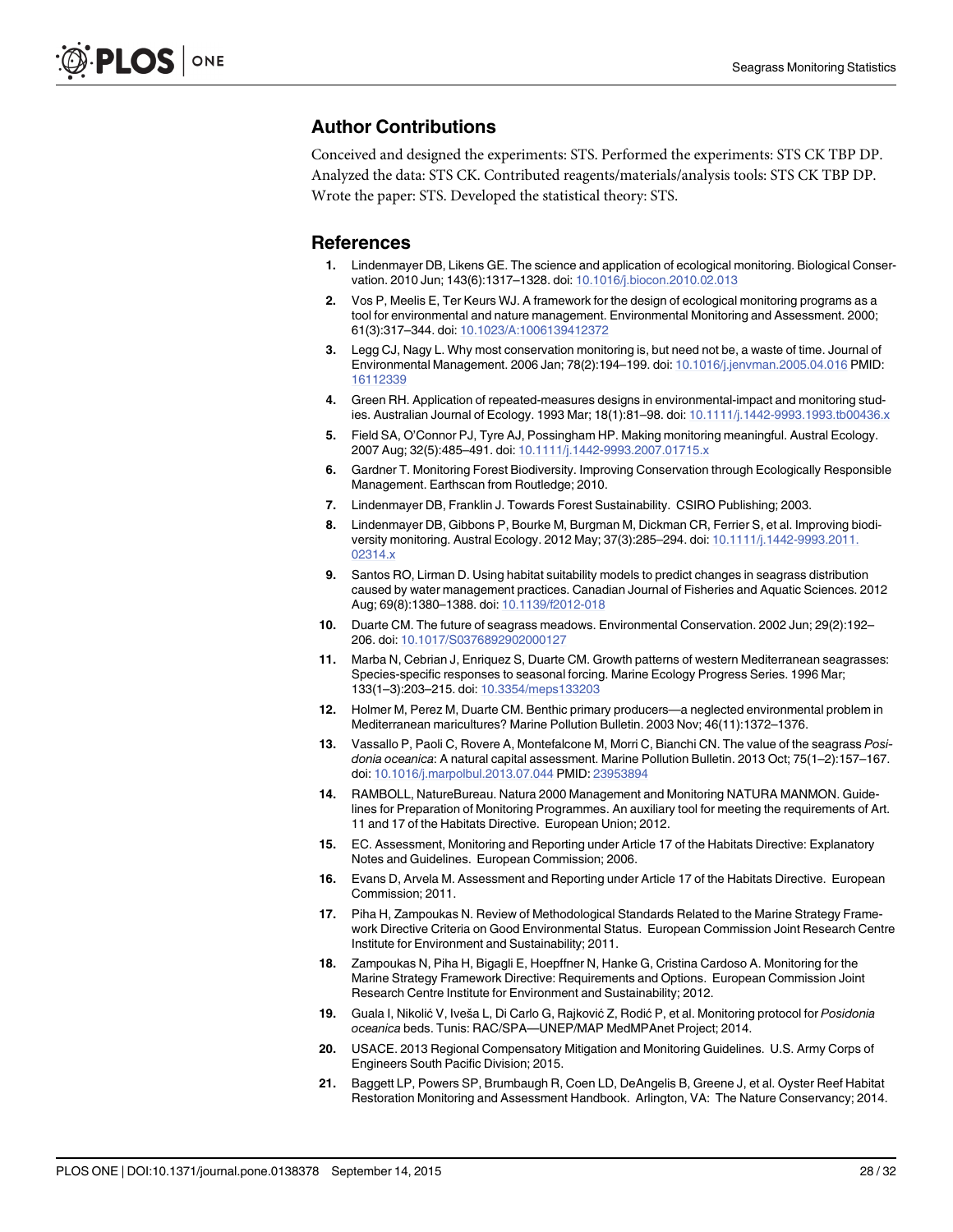## Author Contributions

Conceived and designed the experiments: STS. Performed the experiments: STS CK TBP DP. Analyzed the data: STS CK. Contributed reagents/materials/analysis tools: STS CK TBP DP. Wrote the paper: STS. Developed the statistical theory: STS.

## References

1. Lindenmayer DB, Likens GE. The science and application of ecological monitoring. Biological Conservation. 2010 Jun; 143(6):1317–1328. doi: 10.1016/j.biocon.2010.02.013
2. Vos P, Meelis E, Ter Keurs WJ. A framework for the design of ecological monitoring programs as a tool for environmental and nature management. Environmental Monitoring and Assessment. 2000; 61(3):317–344. doi: 10.1023/A:1006139412372
3. Legg CJ, Nagy L. Why most conservation monitoring is, but need not be, a waste of time. Journal of Environmental Management. 2006 Jan; 78(2):194–199. doi: 10.1016/j.jenvman.2005.04.016 PMID: 16112339
4. Green RH. Application of repeated-measures designs in environmental-impact and monitoring studies. Australian Journal of Ecology. 1993 Mar; 18(1):81–98. doi: 10.1111/j.1442-9993.1993.tb00436.x
5. Field SA, O'Connor PJ, Tyre AJ, Possingham HP. Making monitoring meaningful. Austral Ecology. 2007 Aug; 32(5):485–491. doi: 10.1111/j.1442-9993.2007.01715.x
6. Gardner T. Monitoring Forest Biodiversity. Improving Conservation through Ecologically Responsible Management. Earthscan from Routledge; 2010.
7. Lindenmayer DB, Franklin J. Towards Forest Sustainability. CSIRO Publishing; 2003.
8. Lindenmayer DB, Gibbons P, Bourke M, Burgman M, Dickman CR, Ferrier S, et al. Improving biodiversity monitoring. Austral Ecology. 2012 May; 37(3):285–294. doi: 10.1111/j.1442-9993.2011.02314.x
9. Santos RO, Lirman D. Using habitat suitability models to predict changes in seagrass distribution caused by water management practices. Canadian Journal of Fisheries and Aquatic Sciences. 2012 Aug; 69(8):1380–1388. doi: 10.1139/f2012-018
10. Duarte CM. The future of seagrass meadows. Environmental Conservation. 2002 Jun; 29(2):192–206. doi: 10.1017/S0376892902000127
11. Marba N, Cebrian J, Enriquez S, Duarte CM. Growth patterns of western Mediterranean seagrasses: Species-specific responses to seasonal forcing. Marine Ecology Progress Series. 1996 Mar; 133(1–3):203–215. doi: 10.3354/meps133203
12. Holmer M, Perez M, Duarte CM. Benthic primary producers—a neglected environmental problem in Mediterranean maricultures? Marine Pollution Bulletin. 2003 Nov; 46(11):1372–1376.
13. Vassallo P, Paoli C, Rovere A, Montefalcone M, Morri C, Bianchi CN. The value of the seagrass *Posidonia oceanica*: A natural capital assessment. Marine Pollution Bulletin. 2013 Oct; 75(1–2):157–167. doi: 10.1016/j.marpolbul.2013.07.044 PMID: 23953894
14. RAMBOLL, NatureBureau. Natura 2000 Management and Monitoring NATURA MANMON. Guidelines for Preparation of Monitoring Programmes. An auxiliary tool for meeting the requirements of Art. 11 and 17 of the Habitats Directive. European Union; 2012.
15. EC. Assessment, Monitoring and Reporting under Article 17 of the Habitats Directive: Explanatory Notes and Guidelines. European Commission; 2006.
16. Evans D, Arvela M. Assessment and Reporting under Article 17 of the Habitats Directive. European Commission; 2011.
17. Piha H, Zampoukas N. Review of Methodological Standards Related to the Marine Strategy Framework Directive Criteria on Good Environmental Status. European Commission Joint Research Centre Institute for Environment and Sustainability; 2011.
18. Zampoukas N, Piha H, Bigagli E, Hoepffner N, Hanke G, Cristina Cardoso A. Monitoring for the Marine Strategy Framework Directive: Requirements and Options. European Commission Joint Research Centre Institute for Environment and Sustainability; 2012.
19. Guala I, Nikolić V, Iveša L, Di Carlo G, Rajković Z, Rodić P, et al. Monitoring protocol for *Posidonia oceanica* beds. Tunis: RAC/SPA—UNEP/MAP MedMPAnet Project; 2014.
20. USACE. 2013 Regional Compensatory Mitigation and Monitoring Guidelines. U.S. Army Corps of Engineers South Pacific Division; 2015.
21. Baggett LP, Powers SP, Brumbaugh R, Coen LD, DeAngelis B, Greene J, et al. Oyster Reef Habitat Restoration Monitoring and Assessment Handbook. Arlington, VA: The Nature Conservancy; 2014.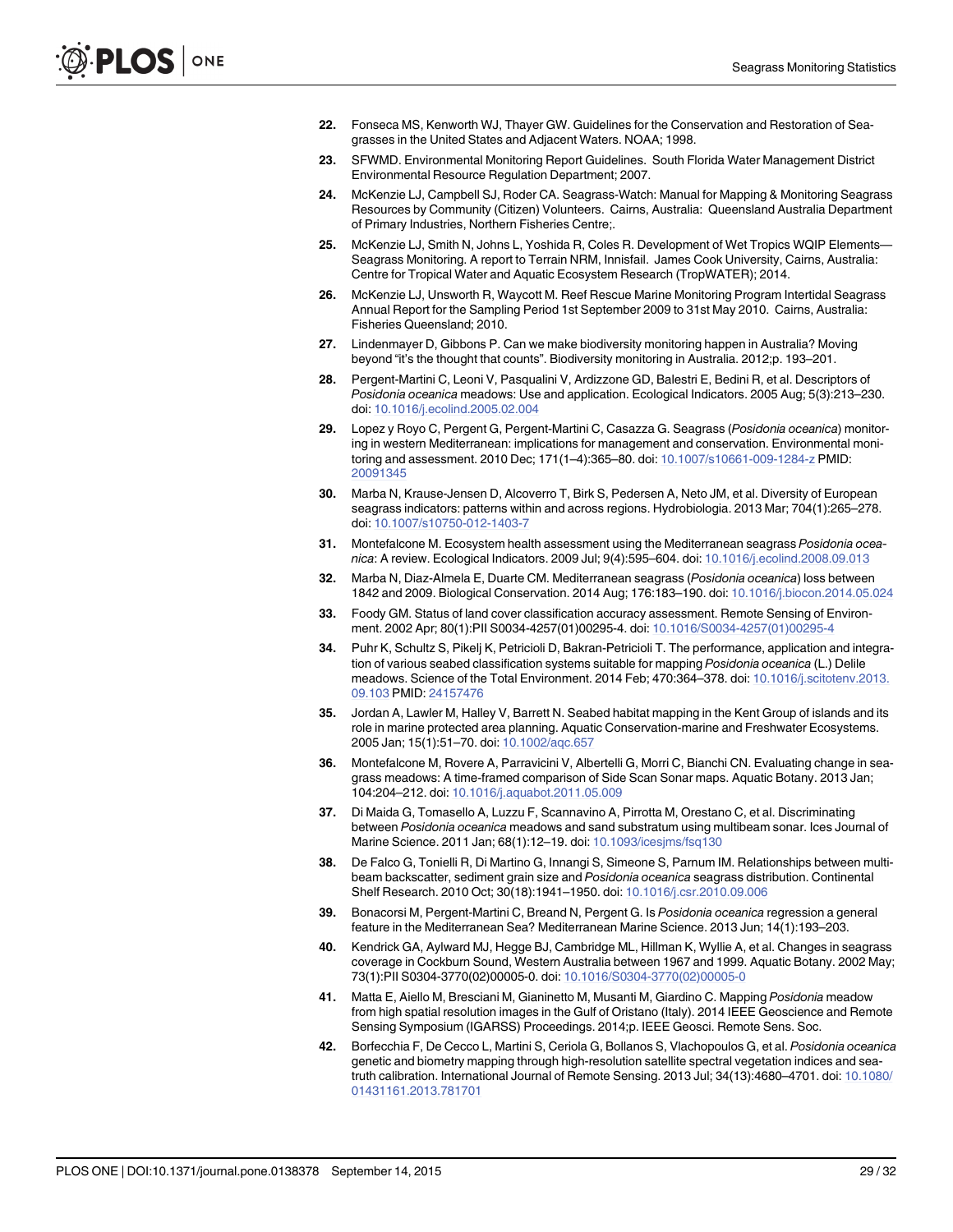22. Fonseca MS, Kenworth WJ, Thayer GW. Guidelines for the Conservation and Restoration of Seagrasses in the United States and Adjacent Waters. NOAA; 1998.
23. SFWMD. Environmental Monitoring Report Guidelines. South Florida Water Management District Environmental Resource Regulation Department; 2007.
24. McKenzie LJ, Campbell SJ, Roder CA. Seagrass-Watch: Manual for Mapping & Monitoring Seagrass Resources by Community (Citizen) Volunteers. Cairns, Australia: Queensland Australia Department of Primary Industries, Northern Fisheries Centre;.
25. McKenzie LJ, Smith N, Johns L, Yoshida R, Coles R. Development of Wet Tropics WQIP Elements—Seagrass Monitoring. A report to Terrain NRM, Innisfail. James Cook University, Cairns, Australia: Centre for Tropical Water and Aquatic Ecosystem Research (TropWATER); 2014.
26. McKenzie LJ, Unsworth R, Waycott M. Reef Rescue Marine Monitoring Program Intertidal Seagrass Annual Report for the Sampling Period 1st September 2009 to 31st May 2010. Cairns, Australia: Fisheries Queensland; 2010.
27. Lindenmayer D, Gibbons P. Can we make biodiversity monitoring happen in Australia? Moving beyond "it's the thought that counts". Biodiversity monitoring in Australia. 2012;p. 193–201.
28. Pergent-Martini C, Leoni V, Pasqualini V, Ardizzone GD, Balestri E, Bedini R, et al. Descriptors of *Posidonia oceanica* meadows: Use and application. Ecological Indicators. 2005 Aug; 5(3):213–230. doi: 10.1016/j.ecolind.2005.02.004
29. Lopez y Royo C, Pergent G, Pergent-Martini C, Casazza G. Seagrass (*Posidonia oceanica*) monitoring in western Mediterranean: implications for management and conservation. Environmental monitoring and assessment. 2010 Dec; 171(1–4):365–80. doi: 10.1007/s10661-009-1284-z PMID: 20091345
30. Marba N, Krause-Jensen D, Alcoverro T, Birk S, Pedersen A, Neto JM, et al. Diversity of European seagrass indicators: patterns within and across regions. Hydrobiologia. 2013 Mar; 704(1):265–278. doi: 10.1007/s10750-012-1403-7
31. Montefalcone M. Ecosystem health assessment using the Mediterranean seagrass *Posidonia oceanica*: A review. Ecological Indicators. 2009 Jul; 9(4):595–604. doi: 10.1016/j.ecolind.2008.09.013
32. Marba N, Diaz-Almela E, Duarte CM. Mediterranean seagrass (*Posidonia oceanica*) loss between 1842 and 2009. Biological Conservation. 2014 Aug; 176:183–190. doi: 10.1016/j.biocon.2014.05.024
33. Foody GM. Status of land cover classification accuracy assessment. Remote Sensing of Environment. 2002 Apr; 80(1):PII S0034-4257(01)00295-4. doi: 10.1016/S0034-4257(01)00295-4
34. Puhr K, Schultz S, Pikelj K, Petricioli D, Bakran-Petricioli T. The performance, application and integration of various seabed classification systems suitable for mapping *Posidonia oceanica* (L.) Delile meadows. Science of the Total Environment. 2014 Feb; 470:364–378. doi: 10.1016/j.scitotenv.2013.09.103 PMID: 24157476
35. Jordan A, Lawler M, Halley V, Barrett N. Seabed habitat mapping in the Kent Group of islands and its role in marine protected area planning. Aquatic Conservation-marine and Freshwater Ecosystems. 2005 Jan; 15(1):51–70. doi: 10.1002/aqc.657
36. Montefalcone M, Rovere A, Parravicini V, Albertelli G, Morri C, Bianchi CN. Evaluating change in seagrass meadows: A time-framed comparison of Side Scan Sonar maps. Aquatic Botany. 2013 Jan; 104:204–212. doi: 10.1016/j.aquabot.2011.05.009
37. Di Maida G, Tomasello A, Luzzu F, Scannavino A, Pirrotta M, Orestano C, et al. Discriminating between *Posidonia oceanica* meadows and sand substratum using multibeam sonar. Ices Journal of Marine Science. 2011 Jan; 68(1):12–19. doi: 10.1093/icesjms/fsq130
38. De Falco G, Tonielli R, Di Martino G, Innangi S, Simeone S, Parnum IM. Relationships between multibeam backscatter, sediment grain size and *Posidonia oceanica* seagrass distribution. Continental Shelf Research. 2010 Oct; 30(18):1941–1950. doi: 10.1016/j.csr.2010.09.006
39. Bonacorsi M, Pergent-Martini C, Breand N, Pergent G. Is *Posidonia oceanica* regression a general feature in the Mediterranean Sea? Mediterranean Marine Science. 2013 Jun; 14(1):193–203.
40. Kendrick GA, Aylward MJ, Hegge BJ, Cambridge ML, Hillman K, Wyllie A, et al. Changes in seagrass coverage in Cockburn Sound, Western Australia between 1967 and 1999. Aquatic Botany. 2002 May; 73(1):PII S0304-3770(02)00005-0. doi: 10.1016/S0304-3770(02)00005-0
41. Matta E, Aiello M, Bresciani M, Gianinetto M, Musanti M, Giardino C. Mapping *Posidonia* meadow from high spatial resolution images in the Gulf of Oristano (Italy). 2014 IEEE Geoscience and Remote Sensing Symposium (IGARSS) Proceedings. 2014;p. IEEE Geosci. Remote Sens. Soc.
42. Borfecchia F, De Cecco L, Martini S, Ceriola G, Bollanos S, Vlachopoulos G, et al. *Posidonia oceanica* genetic and biometry mapping through high-resolution satellite spectral vegetation indices and sea-truth calibration. International Journal of Remote Sensing. 2013 Jul; 34(13):4680–4701. doi: 10.1080/01431161.2013.781701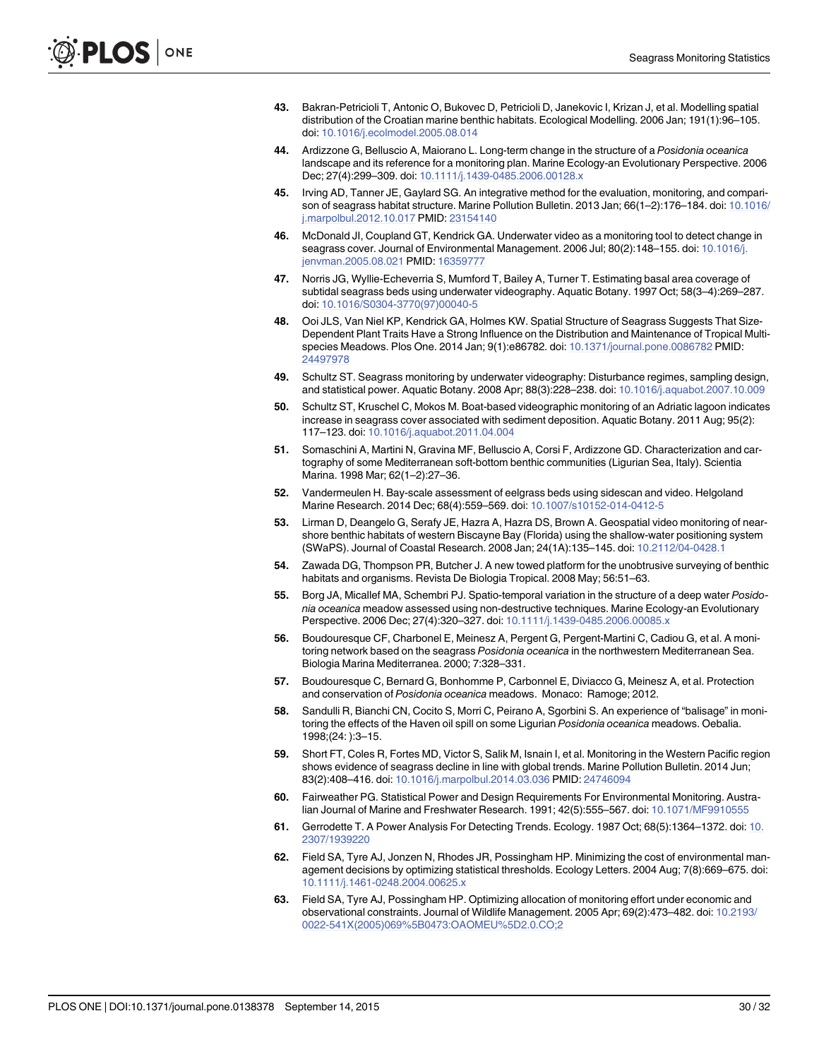43. Bakran-Petricioli T, Antonic O, Bukovec D, Petricioli D, Janekovic I, Krizan J, et al. Modelling spatial distribution of the Croatian marine benthic habitats. Ecological Modelling. 2006 Jan; 191(1):96–105. doi: 10.1016/j.ecolmodel.2005.08.014

44. Ardizzone G, Belluscio A, Maiorano L. Long-term change in the structure of a *Posidonia oceanica* landscape and its reference for a monitoring plan. Marine Ecology-an Evolutionary Perspective. 2006 Dec; 27(4):299–309. doi: 10.1111/j.1439-0485.2006.00128.x

45. Irving AD, Tanner JE, Gaylard SG. An integrative method for the evaluation, monitoring, and comparison of seagrass habitat structure. Marine Pollution Bulletin. 2013 Jan; 66(1–2):176–184. doi: 10.1016/j.marpolbul.2012.10.017 PMID: 23154140

46. McDonald JI, Coupland GT, Kendrick GA. Underwater video as a monitoring tool to detect change in seagrass cover. Journal of Environmental Management. 2006 Jul; 80(2):148–155. doi: 10.1016/j.jenvman.2005.08.021 PMID: 16359777

47. Norris JG, Wyllie-Echeverria S, Mumford T, Bailey A, Turner T. Estimating basal area coverage of subtidal seagrass beds using underwater videography. Aquatic Botany. 1997 Oct; 58(3–4):269–287. doi: 10.1016/S0304-3770(97)00040-5

48. Ooi JLS, Van Niel KP, Kendrick GA, Holmes KW. Spatial Structure of Seagrass Suggests That Size-Dependent Plant Traits Have a Strong Influence on the Distribution and Maintenance of Tropical Multispecies Meadows. Plos One. 2014 Jan; 9(1):e86782. doi: 10.1371/journal.pone.0086782 PMID: 24497978

49. Schultz ST. Seagrass monitoring by underwater videography: Disturbance regimes, sampling design, and statistical power. Aquatic Botany. 2008 Apr; 88(3):228–238. doi: 10.1016/j.aquabot.2007.10.009

50. Schultz ST, Kruschel C, Mokos M. Boat-based videographic monitoring of an Adriatic lagoon indicates increase in seagrass cover associated with sediment deposition. Aquatic Botany. 2011 Aug; 95(2): 117–123. doi: 10.1016/j.aquabot.2011.04.004

51. Somaschini A, Martini N, Gravina MF, Belluscio A, Corsi F, Ardizzone GD. Characterization and cartography of some Mediterranean soft-bottom benthic communities (Ligurian Sea, Italy). Scientia Marina. 1998 Mar; 62(1–2):27–36.

52. Vandermeulen H. Bay-scale assessment of eelgrass beds using sidescan and video. Helgoland Marine Research. 2014 Dec; 68(4):559–569. doi: 10.1007/s10152-014-0412-5

53. Lirman D, Deangelo G, Serafy JE, Hazra A, Hazra DS, Brown A. Geospatial video monitoring of nearshore benthic habitats of western Biscayne Bay (Florida) using the shallow-water positioning system (SWaPS). Journal of Coastal Research. 2008 Jan; 24(1A):135–145. doi: 10.2112/04-0428.1

54. Zawada DG, Thompson PR, Butcher J. A new towed platform for the unobtrusive surveying of benthic habitats and organisms. Revista De Biologia Tropical. 2008 May; 56:51–63.

55. Borg JA, Micallef MA, Schembri PJ. Spatio-temporal variation in the structure of a deep water *Posidonia oceanica* meadow assessed using non-destructive techniques. Marine Ecology-an Evolutionary Perspective. 2006 Dec; 27(4):320–327. doi: 10.1111/j.1439-0485.2006.00085.x

56. Boudouresque CF, Charbonel E, Meinesz A, Pergent G, Pergent-Martini C, Cadiou G, et al. A monitoring network based on the seagrass *Posidonia oceanica* in the northwestern Mediterranean Sea. Biologia Marina Mediterranea. 2000; 7:328–331.

57. Boudouresque C, Bernard G, Bonhomme P, Carbonnel E, Diviacco G, Meinesz A, et al. Protection and conservation of *Posidonia oceanica* meadows. Monaco: Ramoge; 2012.

58. Sandulli R, Bianchi CN, Cocito S, Morri C, Peirano A, Sgorbini S. An experience of "balisage" in monitoring the effects of the Haven oil spill on some Ligurian *Posidonia oceanica* meadows. Oebalia. 1998;(24: ):3–15.

59. Short FT, Coles R, Fortes MD, Victor S, Salik M, Isnain I, et al. Monitoring in the Western Pacific region shows evidence of seagrass decline in line with global trends. Marine Pollution Bulletin. 2014 Jun; 83(2):408–416. doi: 10.1016/j.marpolbul.2014.03.036 PMID: 24746094

60. Fairweather PG. Statistical Power and Design Requirements For Environmental Monitoring. Australian Journal of Marine and Freshwater Research. 1991; 42(5):555–567. doi: 10.1071/MF9910555

61. Gerrodette T. A Power Analysis For Detecting Trends. Ecology. 1987 Oct; 68(5):1364–1372. doi: 10.2307/1939220

62. Field SA, Tyre AJ, Jonzen N, Rhodes JR, Possingham HP. Minimizing the cost of environmental management decisions by optimizing statistical thresholds. Ecology Letters. 2004 Aug; 7(8):669–675. doi: 10.1111/j.1461-0248.2004.00625.x

63. Field SA, Tyre AJ, Possingham HP. Optimizing allocation of monitoring effort under economic and observational constraints. Journal of Wildlife Management. 2005 Apr; 69(2):473–482. doi: 10.2193/0022-541X(2005)069%5B0473:OAOMEU%5D2.0.CO;2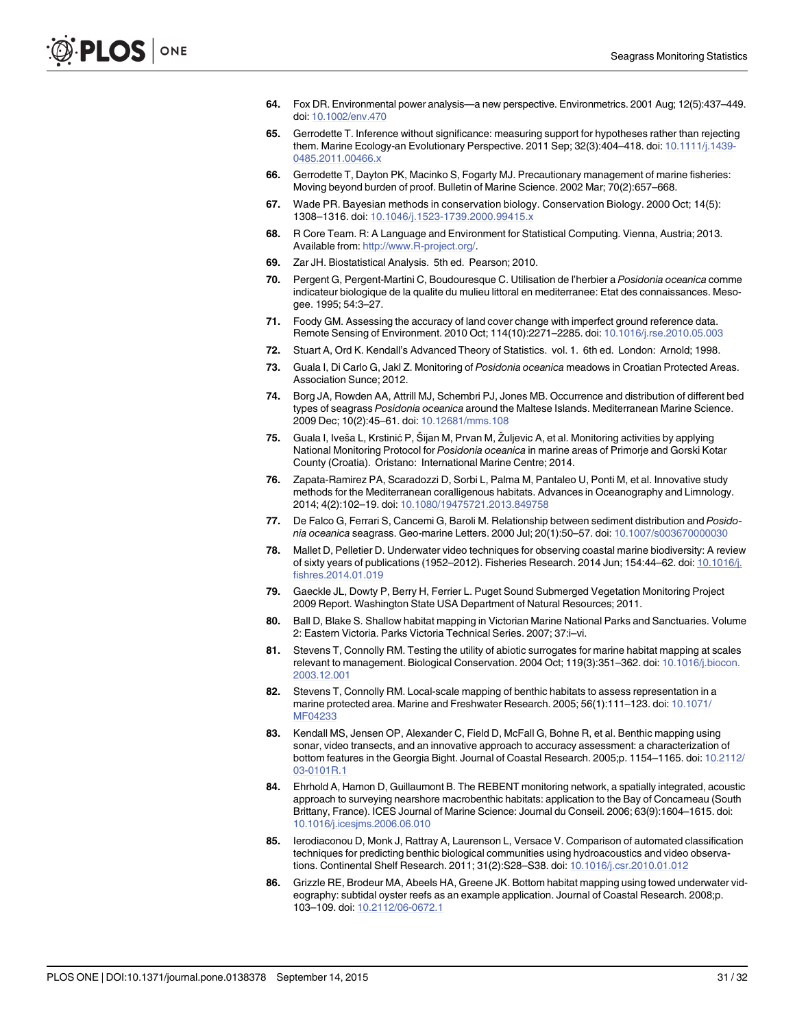64. Fox DR. Environmental power analysis—a new perspective. Environmetrics. 2001 Aug; 12(5):437–449. doi: 10.1002/env.470

65. Gerrodette T. Inference without significance: measuring support for hypotheses rather than rejecting them. Marine Ecology-an Evolutionary Perspective. 2011 Sep; 32(3):404–418. doi: 10.1111/j.1439-0485.2011.00466.x

66. Gerrodette T, Dayton PK, Macinko S, Fogarty MJ. Precautionary management of marine fisheries: Moving beyond burden of proof. Bulletin of Marine Science. 2002 Mar; 70(2):657–668.

67. Wade PR. Bayesian methods in conservation biology. Conservation Biology. 2000 Oct; 14(5): 1308–1316. doi: 10.1046/j.1523-1739.2000.99415.x

68. R Core Team. R: A Language and Environment for Statistical Computing. Vienna, Austria; 2013. Available from: http://www.R-project.org/.

69. Zar JH. Biostatistical Analysis. 5th ed. Pearson; 2010.

70. Pergent G, Pergent-Martini C, Boudouresque C. Utilisation de l'herbier a *Posidonia oceanica* comme indicateur biologique de la qualite du mulieu littoral en mediterranee: Etat des connaissances. Mesogee. 1995; 54:3–27.

71. Foody GM. Assessing the accuracy of land cover change with imperfect ground reference data. Remote Sensing of Environment. 2010 Oct; 114(10):2271–2285. doi: 10.1016/j.rse.2010.05.003

72. Stuart A, Ord K. Kendall's Advanced Theory of Statistics. vol. 1. 6th ed. London: Arnold; 1998.

73. Guala I, Di Carlo G, Jakl Z. Monitoring of *Posidonia oceanica* meadows in Croatian Protected Areas. Association Sunce; 2012.

74. Borg JA, Rowden AA, Attrill MJ, Schembri PJ, Jones MB. Occurrence and distribution of different bed types of seagrass *Posidonia oceanica* around the Maltese Islands. Mediterranean Marine Science. 2009 Dec; 10(2):45–61. doi: 10.12681/mms.108

75. Guala I, Iveša L, Krstinić P, Šijan M, Prvan M, Žuljevic A, et al. Monitoring activities by applying National Monitoring Protocol for *Posidonia oceanica* in marine areas of Primorje and Gorski Kotar County (Croatia). Oristano: International Marine Centre; 2014.

76. Zapata-Ramirez PA, Scaradozzi D, Sorbi L, Palma M, Pantaleo U, Ponti M, et al. Innovative study methods for the Mediterranean coralligenous habitats. Advances in Oceanography and Limnology. 2014; 4(2):102–19. doi: 10.1080/19475721.2013.849758

77. De Falco G, Ferrari S, Cancemi G, Baroli M. Relationship between sediment distribution and *Posidonia oceanica* seagrass. Geo-marine Letters. 2000 Jul; 20(1):50–57. doi: 10.1007/s003670000030

78. Mallet D, Pelletier D. Underwater video techniques for observing coastal marine biodiversity: A review of sixty years of publications (1952–2012). Fisheries Research. 2014 Jun; 154:44–62. doi: 10.1016/j.fishres.2014.01.019

79. Gaeckle JL, Dowty P, Berry H, Ferrier L. Puget Sound Submerged Vegetation Monitoring Project 2009 Report. Washington State USA Department of Natural Resources; 2011.

80. Ball D, Blake S. Shallow habitat mapping in Victorian Marine National Parks and Sanctuaries. Volume 2: Eastern Victoria. Parks Victoria Technical Series. 2007; 37:i–vi.

81. Stevens T, Connolly RM. Testing the utility of abiotic surrogates for marine habitat mapping at scales relevant to management. Biological Conservation. 2004 Oct; 119(3):351–362. doi: 10.1016/j.biocon.2003.12.001

82. Stevens T, Connolly RM. Local-scale mapping of benthic habitats to assess representation in a marine protected area. Marine and Freshwater Research. 2005; 56(1):111–123. doi: 10.1071/MF04233

83. Kendall MS, Jensen OP, Alexander C, Field D, McFall G, Bohne R, et al. Benthic mapping using sonar, video transects, and an innovative approach to accuracy assessment: a characterization of bottom features in the Georgia Bight. Journal of Coastal Research. 2005;p. 1154–1165. doi: 10.2112/03-0101R.1

84. Ehrhold A, Hamon D, Guillaumont B. The REBENT monitoring network, a spatially integrated, acoustic approach to surveying nearshore macrobenthic habitats: application to the Bay of Concarneau (South Brittany, France). ICES Journal of Marine Science: Journal du Conseil. 2006; 63(9):1604–1615. doi: 10.1016/j.icesjms.2006.06.010

85. Ierodiaconou D, Monk J, Rattray A, Laurenson L, Versace V. Comparison of automated classification techniques for predicting benthic biological communities using hydroacoustics and video observations. Continental Shelf Research. 2011; 31(2):S28–S38. doi: 10.1016/j.csr.2010.01.012

86. Grizzle RE, Brodeur MA, Abeels HA, Greene JK. Bottom habitat mapping using towed underwater videography: subtidal oyster reefs as an example application. Journal of Coastal Research. 2008;p. 103–109. doi: 10.2112/06-0672.1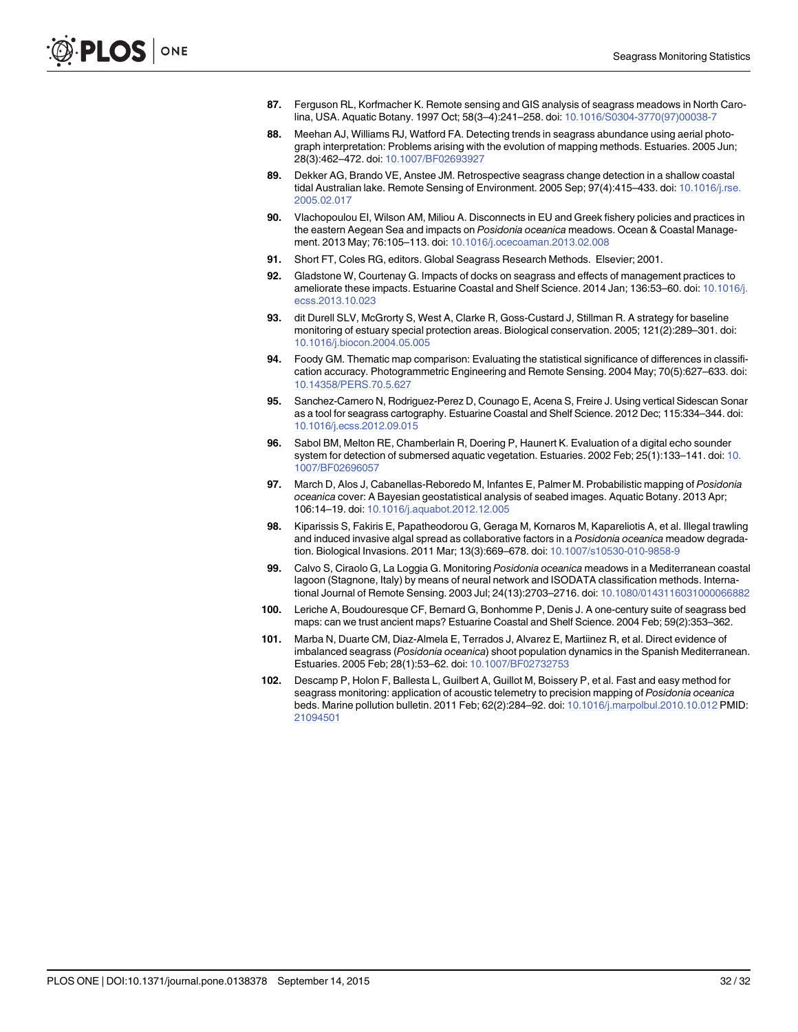87. Ferguson RL, Korfmacher K. Remote sensing and GIS analysis of seagrass meadows in North Carolina, USA. Aquatic Botany. 1997 Oct; 58(3–4):241–258. doi: 10.1016/S0304-3770(97)00038-7
88. Meehan AJ, Williams RJ, Watford FA. Detecting trends in seagrass abundance using aerial photograph interpretation: Problems arising with the evolution of mapping methods. Estuaries. 2005 Jun; 28(3):462–472. doi: 10.1007/BF02693927
89. Dekker AG, Brando VE, Anstee JM. Retrospective seagrass change detection in a shallow coastal tidal Australian lake. Remote Sensing of Environment. 2005 Sep; 97(4):415–433. doi: 10.1016/j.rse.2005.02.017
90. Vlachopoulou EI, Wilson AM, Miliou A. Disconnects in EU and Greek fishery policies and practices in the eastern Aegean Sea and impacts on *Posidonia oceanica* meadows. Ocean & Coastal Management. 2013 May; 76:105–113. doi: 10.1016/j.ocecoaman.2013.02.008
91. Short FT, Coles RG, editors. Global Seagrass Research Methods. Elsevier; 2001.
92. Gladstone W, Courtenay G. Impacts of docks on seagrass and effects of management practices to ameliorate these impacts. Estuarine Coastal and Shelf Science. 2014 Jan; 136:53–60. doi: 10.1016/j.ecss.2013.10.023
93. dit Durell SLV, McGrorty S, West A, Clarke R, Goss-Custard J, Stillman R. A strategy for baseline monitoring of estuary special protection areas. Biological conservation. 2005; 121(2):289–301. doi: 10.1016/j.biocon.2004.05.005
94. Foody GM. Thematic map comparison: Evaluating the statistical significance of differences in classification accuracy. Photogrammetric Engineering and Remote Sensing. 2004 May; 70(5):627–633. doi: 10.14358/PERS.70.5.627
95. Sanchez-Carnero N, Rodriguez-Perez D, Counago E, Acena S, Freire J. Using vertical Sidescan Sonar as a tool for seagrass cartography. Estuarine Coastal and Shelf Science. 2012 Dec; 115:334–344. doi: 10.1016/j.ecss.2012.09.015
96. Sabol BM, Melton RE, Chamberlain R, Doering P, Haunert K. Evaluation of a digital echo sounder system for detection of submersed aquatic vegetation. Estuaries. 2002 Feb; 25(1):133–141. doi: 10.1007/BF02696057
97. March D, Alos J, Cabanellas-Reboredo M, Infantes E, Palmer M. Probabilistic mapping of *Posidonia oceanica* cover: A Bayesian geostatistical analysis of seabed images. Aquatic Botany. 2013 Apr; 106:14–19. doi: 10.1016/j.aquabot.2012.12.005
98. Kiparissis S, Fakiris E, Papatheodorou G, Geraga M, Kornaros M, Kapareliotis A, et al. Illegal trawling and induced invasive algal spread as collaborative factors in a *Posidonia oceanica* meadow degradation. Biological Invasions. 2011 Mar; 13(3):669–678. doi: 10.1007/s10530-010-9858-9
99. Calvo S, Ciraolo G, La Loggia G. Monitoring *Posidonia oceanica* meadows in a Mediterranean coastal lagoon (Stagnone, Italy) by means of neural network and ISODATA classification methods. International Journal of Remote Sensing. 2003 Jul; 24(13):2703–2716. doi: 10.1080/0143116031000066882
100. Leriche A, Boudouresque CF, Bernard G, Bonhomme P, Denis J. A one-century suite of seagrass bed maps: can we trust ancient maps? Estuarine Coastal and Shelf Science. 2004 Feb; 59(2):353–362.
101. Marba N, Duarte CM, Diaz-Almela E, Terrados J, Alvarez E, Martiinez R, et al. Direct evidence of imbalanced seagrass (*Posidonia oceanica*) shoot population dynamics in the Spanish Mediterranean. Estuaries. 2005 Feb; 28(1):53–62. doi: 10.1007/BF02732753
102. Descamp P, Holon F, Ballesta L, Guilbert A, Guillot M, Boissery P, et al. Fast and easy method for seagrass monitoring: application of acoustic telemetry to precision mapping of *Posidonia oceanica* beds. Marine pollution bulletin. 2011 Feb; 62(2):284–92. doi: 10.1016/j.marpolbul.2010.10.012 PMID: 21094501